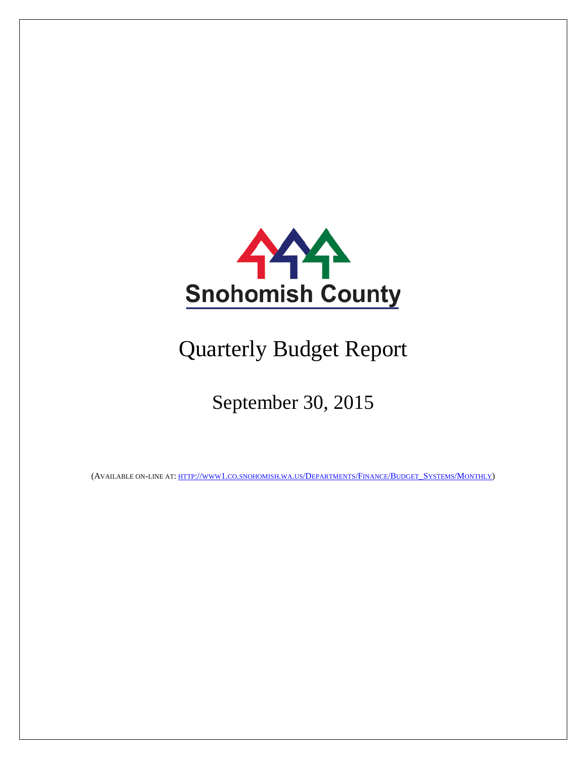Snohomish County

# Quarterly Budget Report

## September 30, 2015

(AVAILABLE ON-LINE AT: HTTP://WWW1.CO.SNOHOMISH.WA.US/DEPARTMENTS/FINANCE/BUDGET_SYSTEMS/MONTHLY)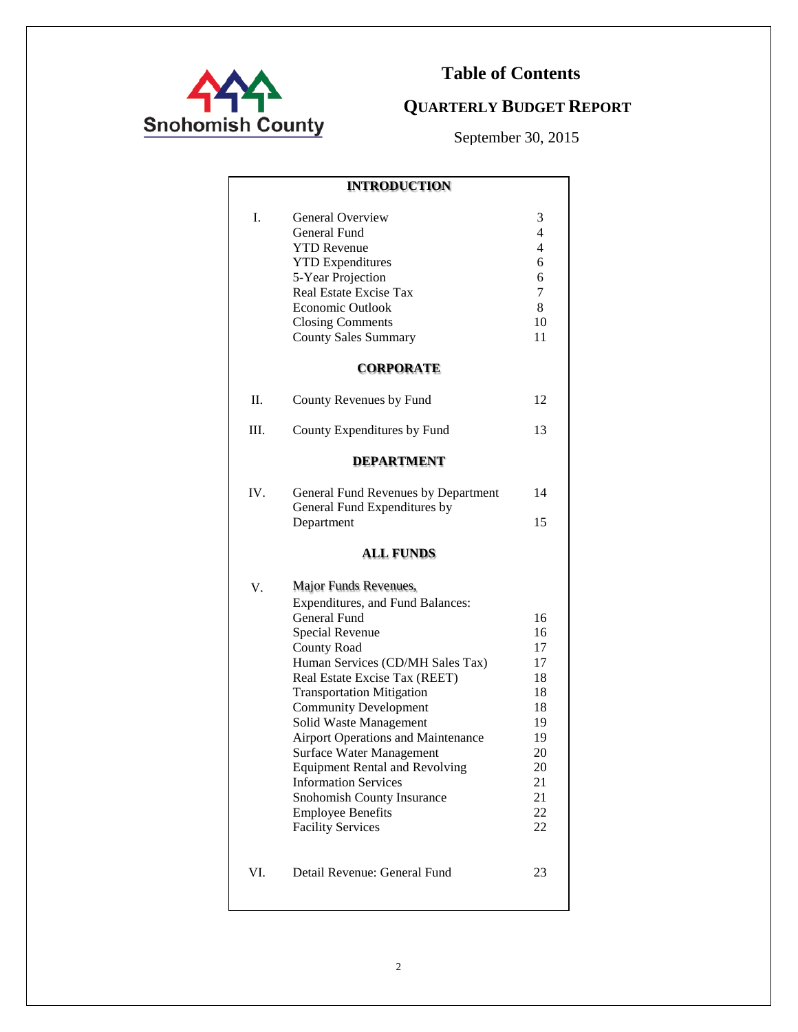# Table of Contents

## QUARTERLY BUDGET REPORT

September 30, 2015

| | **INTRODUCTION** | |
|---|---|---|
| I. | General Overview | 3 |
| | General Fund | 4 |
| | YTD Revenue | 4 |
| | YTD Expenditures | 6 |
| | 5-Year Projection | 6 |
| | Real Estate Excise Tax | 7 |
| | Economic Outlook | 8 |
| | Closing Comments | 10 |
| | County Sales Summary | 11 |
| | **CORPORATE** | |
| II. | County Revenues by Fund | 12 |
| III. | County Expenditures by Fund | 13 |
| | **DEPARTMENT** | |
| IV. | General Fund Revenues by Department | 14 |
| | General Fund Expenditures by Department | 15 |
| | **ALL FUNDS** | |
| V. | Major Funds Revenues, Expenditures, and Fund Balances: | |
| | General Fund | 16 |
| | Special Revenue | 16 |
| | County Road | 17 |
| | Human Services (CD/MH Sales Tax) | 17 |
| | Real Estate Excise Tax (REET) | 18 |
| | Transportation Mitigation | 18 |
| | Community Development | 18 |
| | Solid Waste Management | 19 |
| | Airport Operations and Maintenance | 19 |
| | Surface Water Management | 20 |
| | Equipment Rental and Revolving | 20 |
| | Information Services | 21 |
| | Snohomish County Insurance | 21 |
| | Employee Benefits | 22 |
| | Facility Services | 22 |
| VI. | Detail Revenue: General Fund | 23 |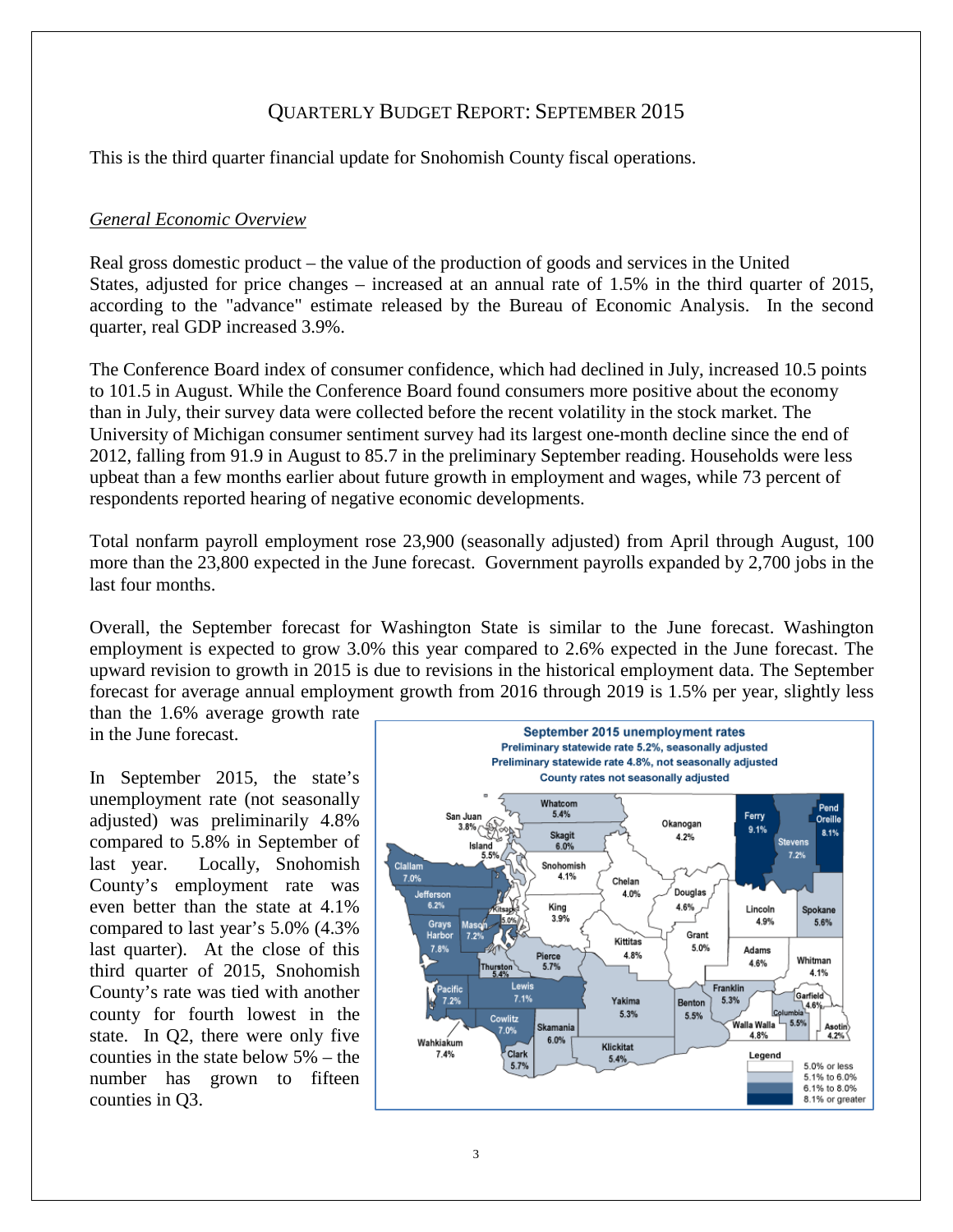# QUARTERLY BUDGET REPORT: SEPTEMBER 2015

This is the third quarter financial update for Snohomish County fiscal operations.

## *General Economic Overview*

Real gross domestic product – the value of the production of goods and services in the United States, adjusted for price changes – increased at an annual rate of 1.5% in the third quarter of 2015, according to the "advance" estimate released by the Bureau of Economic Analysis. In the second quarter, real GDP increased 3.9%.

The Conference Board index of consumer confidence, which had declined in July, increased 10.5 points to 101.5 in August. While the Conference Board found consumers more positive about the economy than in July, their survey data were collected before the recent volatility in the stock market. The University of Michigan consumer sentiment survey had its largest one-month decline since the end of 2012, falling from 91.9 in August to 85.7 in the preliminary September reading. Households were less upbeat than a few months earlier about future growth in employment and wages, while 73 percent of respondents reported hearing of negative economic developments.

Total nonfarm payroll employment rose 23,900 (seasonally adjusted) from April through August, 100 more than the 23,800 expected in the June forecast. Government payrolls expanded by 2,700 jobs in the last four months.

Overall, the September forecast for Washington State is similar to the June forecast. Washington employment is expected to grow 3.0% this year compared to 2.6% expected in the June forecast. The upward revision to growth in 2015 is due to revisions in the historical employment data. The September forecast for average annual employment growth from 2016 through 2019 is 1.5% per year, slightly less than the 1.6% average growth rate in the June forecast.

In September 2015, the state's unemployment rate (not seasonally adjusted) was preliminarily 4.8% compared to 5.8% in September of last year. Locally, Snohomish County's employment rate was even better than the state at 4.1% compared to last year's 5.0% (4.3% last quarter). At the close of this third quarter of 2015, Snohomish County's rate was tied with another county for fourth lowest in the state. In Q2, there were only five counties in the state below 5% – the number has grown to fifteen counties in Q3.

**September 2015 unemployment rates**
Preliminary statewide rate 5.2%, seasonally adjusted
Preliminary statewide rate 4.8%, not seasonally adjusted
County rates not seasonally adjusted

| County | Rate |
|---|---|
| Whatcom | 5.4% |
| San Juan | 3.8% |
| Skagit | 6.0% |
| Island | 5.5% |
| Okanogan | 4.2% |
| Ferry | 9.1% |
| Pend Oreille | 8.1% |
| Stevens | 7.2% |
| Clallam | 7.0% |
| Snohomish | 4.1% |
| Chelan | 4.0% |
| Jefferson | 6.2% |
| Kitsap | 5.0% |
| King | 3.9% |
| Douglas | 4.6% |
| Lincoln | 4.9% |
| Spokane | 5.6% |
| Grays Harbor | 7.8% |
| Mason | 7.2% |
| Kittitas | 4.8% |
| Grant | 5.0% |
| Adams | 4.6% |
| Whitman | 4.1% |
| Thurston | 5.4% |
| Pierce | 5.7% |
| Pacific | 7.2% |
| Lewis | 7.1% |
| Yakima | 5.3% |
| Franklin | 5.3% |
| Benton | 5.5% |
| Garfield | 4.6% |
| Columbia | 5.5% |
| Walla Walla | 4.8% |
| Asotin | 4.2% |
| Cowlitz | 7.0% |
| Skamania | 6.0% |
| Wahkiakum | 7.4% |
| Clark | 5.7% |
| Klickitat | 5.4% |

Legend: 5.0% or less; 5.1% to 6.0%; 6.1% to 8.0%; 8.1% or greater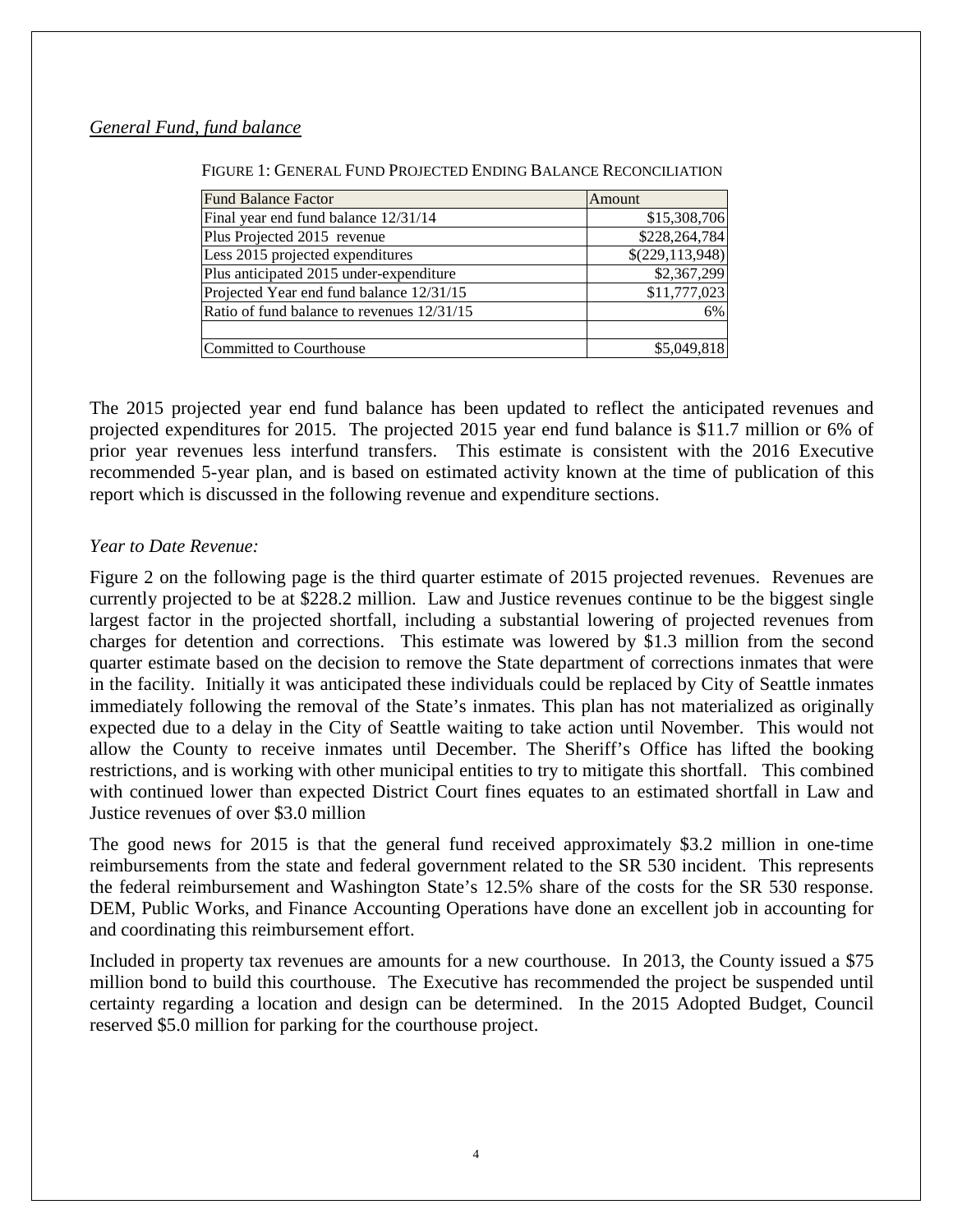*General Fund, fund balance*

FIGURE 1: GENERAL FUND PROJECTED ENDING BALANCE RECONCILIATION

| Fund Balance Factor | Amount |
| --- | --- |
| Final year end fund balance 12/31/14 | $15,308,706 |
| Plus Projected 2015 revenue | $228,264,784 |
| Less 2015 projected expenditures | $(229,113,948) |
| Plus anticipated 2015 under-expenditure | $2,367,299 |
| Projected Year end fund balance 12/31/15 | $11,777,023 |
| Ratio of fund balance to revenues 12/31/15 | 6% |
| | |
| Committed to Courthouse | $5,049,818 |

The 2015 projected year end fund balance has been updated to reflect the anticipated revenues and projected expenditures for 2015. The projected 2015 year end fund balance is $11.7 million or 6% of prior year revenues less interfund transfers. This estimate is consistent with the 2016 Executive recommended 5-year plan, and is based on estimated activity known at the time of publication of this report which is discussed in the following revenue and expenditure sections.

*Year to Date Revenue:*

Figure 2 on the following page is the third quarter estimate of 2015 projected revenues. Revenues are currently projected to be at $228.2 million. Law and Justice revenues continue to be the biggest single largest factor in the projected shortfall, including a substantial lowering of projected revenues from charges for detention and corrections. This estimate was lowered by $1.3 million from the second quarter estimate based on the decision to remove the State department of corrections inmates that were in the facility. Initially it was anticipated these individuals could be replaced by City of Seattle inmates immediately following the removal of the State's inmates. This plan has not materialized as originally expected due to a delay in the City of Seattle waiting to take action until November. This would not allow the County to receive inmates until December. The Sheriff's Office has lifted the booking restrictions, and is working with other municipal entities to try to mitigate this shortfall. This combined with continued lower than expected District Court fines equates to an estimated shortfall in Law and Justice revenues of over $3.0 million

The good news for 2015 is that the general fund received approximately $3.2 million in one-time reimbursements from the state and federal government related to the SR 530 incident. This represents the federal reimbursement and Washington State's 12.5% share of the costs for the SR 530 response. DEM, Public Works, and Finance Accounting Operations have done an excellent job in accounting for and coordinating this reimbursement effort.

Included in property tax revenues are amounts for a new courthouse. In 2013, the County issued a $75 million bond to build this courthouse. The Executive has recommended the project be suspended until certainty regarding a location and design can be determined. In the 2015 Adopted Budget, Council reserved $5.0 million for parking for the courthouse project.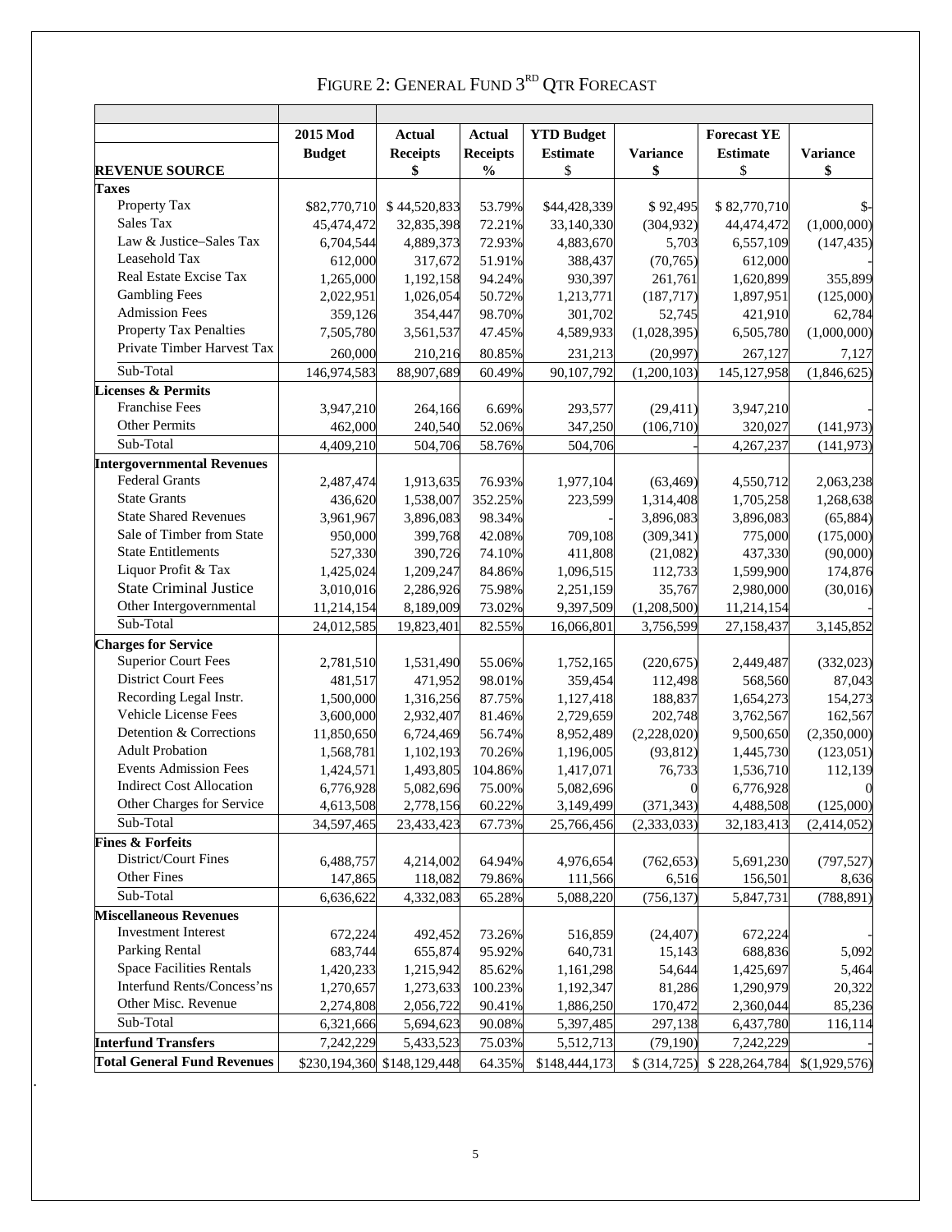# FIGURE 2: GENERAL FUND 3[RD] QTR FORECAST

| REVENUE SOURCE | 2015 Mod Budget | Actual Receipts $ | Actual Receipts % | YTD Budget Estimate $ | Variance $ | Forecast YE Estimate $ | Variance $ |
|---|---|---|---|---|---|---|---|
| **Taxes** | | | | | | | |
| Property Tax | $82,770,710 | $ 44,520,833 | 53.79% | $44,428,339 | $ 92,495 | $ 82,770,710 | $- |
| Sales Tax | 45,474,472 | 32,835,398 | 72.21% | 33,140,330 | (304,932) | 44,474,472 | (1,000,000) |
| Law & Justice–Sales Tax | 6,704,544 | 4,889,373 | 72.93% | 4,883,670 | 5,703 | 6,557,109 | (147,435) |
| Leasehold Tax | 612,000 | 317,672 | 51.91% | 388,437 | (70,765) | 612,000 | - |
| Real Estate Excise Tax | 1,265,000 | 1,192,158 | 94.24% | 930,397 | 261,761 | 1,620,899 | 355,899 |
| Gambling Fees | 2,022,951 | 1,026,054 | 50.72% | 1,213,771 | (187,717) | 1,897,951 | (125,000) |
| Admission Fees | 359,126 | 354,447 | 98.70% | 301,702 | 52,745 | 421,910 | 62,784 |
| Property Tax Penalties | 7,505,780 | 3,561,537 | 47.45% | 4,589,933 | (1,028,395) | 6,505,780 | (1,000,000) |
| Private Timber Harvest Tax | 260,000 | 210,216 | 80.85% | 231,213 | (20,997) | 267,127 | 7,127 |
| Sub-Total | 146,974,583 | 88,907,689 | 60.49% | 90,107,792 | (1,200,103) | 145,127,958 | (1,846,625) |
| **Licenses & Permits** | | | | | | | |
| Franchise Fees | 3,947,210 | 264,166 | 6.69% | 293,577 | (29,411) | 3,947,210 | - |
| Other Permits | 462,000 | 240,540 | 52.06% | 347,250 | (106,710) | 320,027 | (141,973) |
| Sub-Total | 4,409,210 | 504,706 | 58.76% | 504,706 | - | 4,267,237 | (141,973) |
| **Intergovernmental Revenues** | | | | | | | |
| Federal Grants | 2,487,474 | 1,913,635 | 76.93% | 1,977,104 | (63,469) | 4,550,712 | 2,063,238 |
| State Grants | 436,620 | 1,538,007 | 352.25% | 223,599 | 1,314,408 | 1,705,258 | 1,268,638 |
| State Shared Revenues | 3,961,967 | 3,896,083 | 98.34% | - | 3,896,083 | 3,896,083 | (65,884) |
| Sale of Timber from State | 950,000 | 399,768 | 42.08% | 709,108 | (309,341) | 775,000 | (175,000) |
| State Entitlements | 527,330 | 390,726 | 74.10% | 411,808 | (21,082) | 437,330 | (90,000) |
| Liquor Profit & Tax | 1,425,024 | 1,209,247 | 84.86% | 1,096,515 | 112,733 | 1,599,900 | 174,876 |
| State Criminal Justice | 3,010,016 | 2,286,926 | 75.98% | 2,251,159 | 35,767 | 2,980,000 | (30,016) |
| Other Intergovernmental | 11,214,154 | 8,189,009 | 73.02% | 9,397,509 | (1,208,500) | 11,214,154 | - |
| Sub-Total | 24,012,585 | 19,823,401 | 82.55% | 16,066,801 | 3,756,599 | 27,158,437 | 3,145,852 |
| **Charges for Service** | | | | | | | |
| Superior Court Fees | 2,781,510 | 1,531,490 | 55.06% | 1,752,165 | (220,675) | 2,449,487 | (332,023) |
| District Court Fees | 481,517 | 471,952 | 98.01% | 359,454 | 112,498 | 568,560 | 87,043 |
| Recording Legal Instr. | 1,500,000 | 1,316,256 | 87.75% | 1,127,418 | 188,837 | 1,654,273 | 154,273 |
| Vehicle License Fees | 3,600,000 | 2,932,407 | 81.46% | 2,729,659 | 202,748 | 3,762,567 | 162,567 |
| Detention & Corrections | 11,850,650 | 6,724,469 | 56.74% | 8,952,489 | (2,228,020) | 9,500,650 | (2,350,000) |
| Adult Probation | 1,568,781 | 1,102,193 | 70.26% | 1,196,005 | (93,812) | 1,445,730 | (123,051) |
| Events Admission Fees | 1,424,571 | 1,493,805 | 104.86% | 1,417,071 | 76,733 | 1,536,710 | 112,139 |
| Indirect Cost Allocation | 6,776,928 | 5,082,696 | 75.00% | 5,082,696 | 0 | 6,776,928 | 0 |
| Other Charges for Service | 4,613,508 | 2,778,156 | 60.22% | 3,149,499 | (371,343) | 4,488,508 | (125,000) |
| Sub-Total | 34,597,465 | 23,433,423 | 67.73% | 25,766,456 | (2,333,033) | 32,183,413 | (2,414,052) |
| **Fines & Forfeits** | | | | | | | |
| District/Court Fines | 6,488,757 | 4,214,002 | 64.94% | 4,976,654 | (762,653) | 5,691,230 | (797,527) |
| Other Fines | 147,865 | 118,082 | 79.86% | 111,566 | 6,516 | 156,501 | 8,636 |
| Sub-Total | 6,636,622 | 4,332,083 | 65.28% | 5,088,220 | (756,137) | 5,847,731 | (788,891) |
| **Miscellaneous Revenues** | | | | | | | |
| Investment Interest | 672,224 | 492,452 | 73.26% | 516,859 | (24,407) | 672,224 | - |
| Parking Rental | 683,744 | 655,874 | 95.92% | 640,731 | 15,143 | 688,836 | 5,092 |
| Space Facilities Rentals | 1,420,233 | 1,215,942 | 85.62% | 1,161,298 | 54,644 | 1,425,697 | 5,464 |
| Interfund Rents/Concess'ns | 1,270,657 | 1,273,633 | 100.23% | 1,192,347 | 81,286 | 1,290,979 | 20,322 |
| Other Misc. Revenue | 2,274,808 | 2,056,722 | 90.41% | 1,886,250 | 170,472 | 2,360,044 | 85,236 |
| Sub-Total | 6,321,666 | 5,694,623 | 90.08% | 5,397,485 | 297,138 | 6,437,780 | 116,114 |
| **Interfund Transfers** | 7,242,229 | 5,433,523 | 75.03% | 5,512,713 | (79,190) | 7,242,229 | - |
| **Total General Fund Revenues** | $230,194,360 | $148,129,448 | 64.35% | $148,444,173 | $ (314,725) | $ 228,264,784 | $(1,929,576) |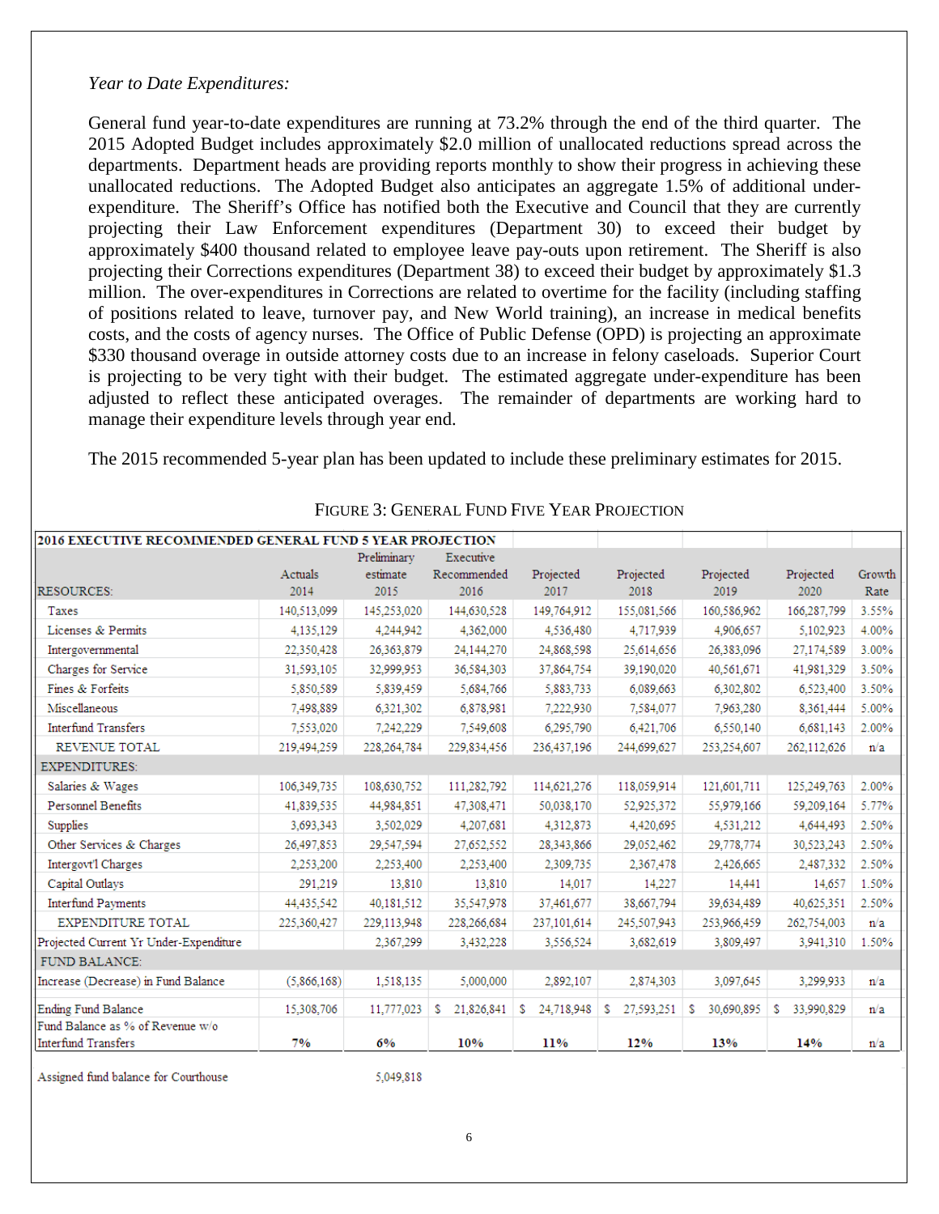*Year to Date Expenditures:*

General fund year-to-date expenditures are running at 73.2% through the end of the third quarter. The 2015 Adopted Budget includes approximately $2.0 million of unallocated reductions spread across the departments. Department heads are providing reports monthly to show their progress in achieving these unallocated reductions. The Adopted Budget also anticipates an aggregate 1.5% of additional under-expenditure. The Sheriff's Office has notified both the Executive and Council that they are currently projecting their Law Enforcement expenditures (Department 30) to exceed their budget by approximately $400 thousand related to employee leave pay-outs upon retirement. The Sheriff is also projecting their Corrections expenditures (Department 38) to exceed their budget by approximately $1.3 million. The over-expenditures in Corrections are related to overtime for the facility (including staffing of positions related to leave, turnover pay, and New World training), an increase in medical benefits costs, and the costs of agency nurses. The Office of Public Defense (OPD) is projecting an approximate $330 thousand overage in outside attorney costs due to an increase in felony caseloads. Superior Court is projecting to be very tight with their budget. The estimated aggregate under-expenditure has been adjusted to reflect these anticipated overages. The remainder of departments are working hard to manage their expenditure levels through year end.

The 2015 recommended 5-year plan has been updated to include these preliminary estimates for 2015.

FIGURE 3: GENERAL FUND FIVE YEAR PROJECTION

| 2016 EXECUTIVE RECOMMENDED GENERAL FUND 5 YEAR PROJECTION | | | | | | | | |
|---|---|---|---|---|---|---|---|---|
| RESOURCES: | Actuals 2014 | Preliminary estimate 2015 | Executive Recommended 2016 | Projected 2017 | Projected 2018 | Projected 2019 | Projected 2020 | Growth Rate |
| Taxes | 140,513,099 | 145,253,020 | 144,630,528 | 149,764,912 | 155,081,566 | 160,586,962 | 166,287,799 | 3.55% |
| Licenses & Permits | 4,135,129 | 4,244,942 | 4,362,000 | 4,536,480 | 4,717,939 | 4,906,657 | 5,102,923 | 4.00% |
| Intergovernmental | 22,350,428 | 26,363,879 | 24,144,270 | 24,868,598 | 25,614,656 | 26,383,096 | 27,174,589 | 3.00% |
| Charges for Service | 31,593,105 | 32,999,953 | 36,584,303 | 37,864,754 | 39,190,020 | 40,561,671 | 41,981,329 | 3.50% |
| Fines & Forfeits | 5,850,589 | 5,839,459 | 5,684,766 | 5,883,733 | 6,089,663 | 6,302,802 | 6,523,400 | 3.50% |
| Miscellaneous | 7,498,889 | 6,321,302 | 6,878,981 | 7,222,930 | 7,584,077 | 7,963,280 | 8,361,444 | 5.00% |
| Interfund Transfers | 7,553,020 | 7,242,229 | 7,549,608 | 6,295,790 | 6,421,706 | 6,550,140 | 6,681,143 | 2.00% |
| REVENUE TOTAL | 219,494,259 | 228,264,784 | 229,834,456 | 236,437,196 | 244,699,627 | 253,254,607 | 262,112,626 | n/a |
| EXPENDITURES: | | | | | | | | |
| Salaries & Wages | 106,349,735 | 108,630,752 | 111,282,792 | 114,621,276 | 118,059,914 | 121,601,711 | 125,249,763 | 2.00% |
| Personnel Benefits | 41,839,535 | 44,984,851 | 47,308,471 | 50,038,170 | 52,925,372 | 55,979,166 | 59,209,164 | 5.77% |
| Supplies | 3,693,343 | 3,502,029 | 4,207,681 | 4,312,873 | 4,420,695 | 4,531,212 | 4,644,493 | 2.50% |
| Other Services & Charges | 26,497,853 | 29,547,594 | 27,652,552 | 28,343,866 | 29,052,462 | 29,778,774 | 30,523,243 | 2.50% |
| Intergovt'l Charges | 2,253,200 | 2,253,400 | 2,253,400 | 2,309,735 | 2,367,478 | 2,426,665 | 2,487,332 | 2.50% |
| Capital Outlays | 291,219 | 13,810 | 13,810 | 14,017 | 14,227 | 14,441 | 14,657 | 1.50% |
| Interfund Payments | 44,435,542 | 40,181,512 | 35,547,978 | 37,461,677 | 38,667,794 | 39,634,489 | 40,625,351 | 2.50% |
| EXPENDITURE TOTAL | 225,360,427 | 229,113,948 | 228,266,684 | 237,101,614 | 245,507,943 | 253,966,459 | 262,754,003 | n/a |
| Projected Current Yr Under-Expenditure | | 2,367,299 | 3,432,228 | 3,556,524 | 3,682,619 | 3,809,497 | 3,941,310 | 1.50% |
| FUND BALANCE: | | | | | | | | |
| Increase (Decrease) in Fund Balance | (5,866,168) | 1,518,135 | 5,000,000 | 2,892,107 | 2,874,303 | 3,097,645 | 3,299,933 | n/a |
| Ending Fund Balance | 15,308,706 | 11,777,023 | $ 21,826,841 | $ 24,718,948 | $ 27,593,251 | $ 30,690,895 | $ 33,990,829 | n/a |
| Fund Balance as % of Revenue w/o Interfund Transfers | **7%** | **6%** | **10%** | **11%** | **12%** | **13%** | **14%** | n/a |

Assigned fund balance for Courthouse 5,049,818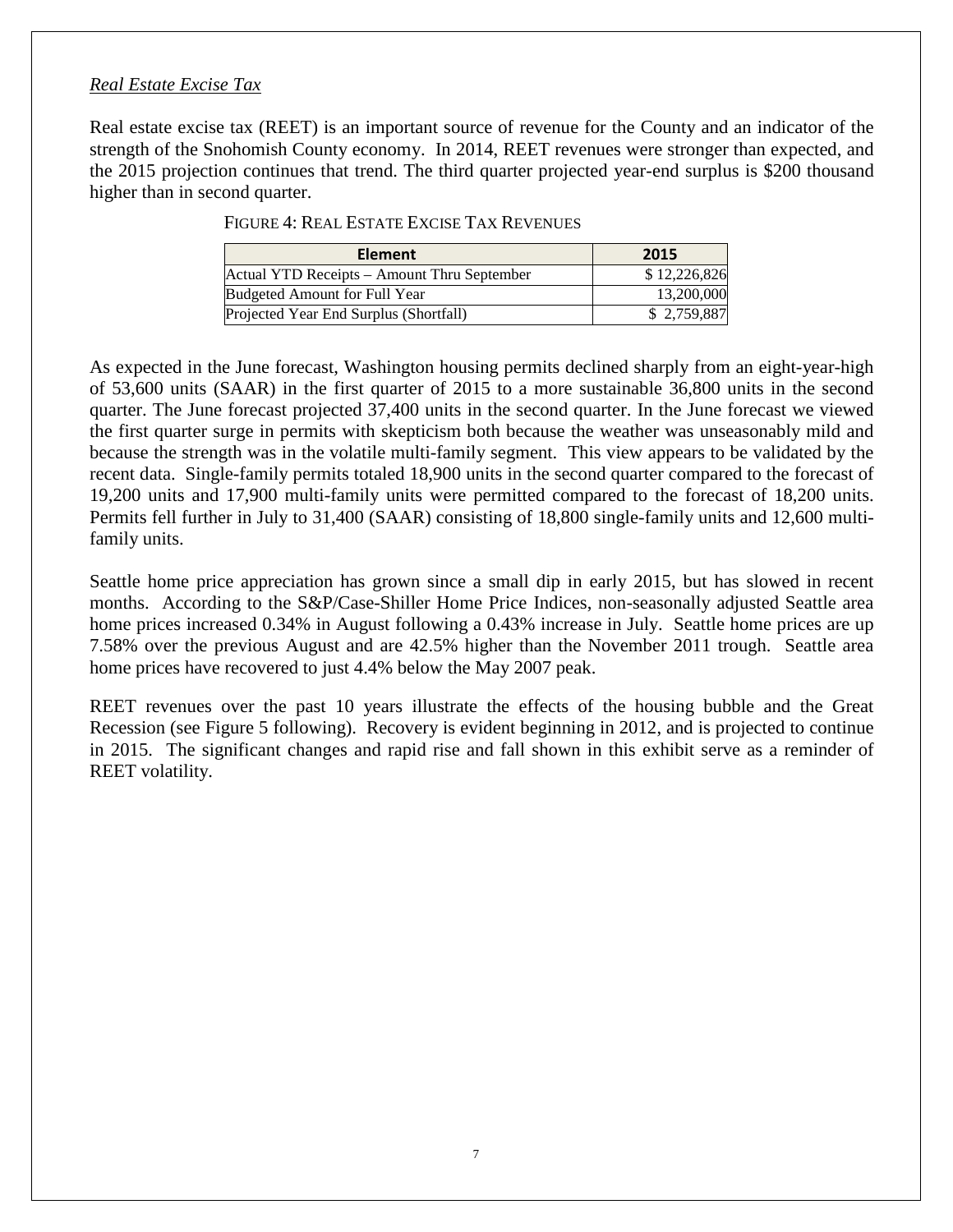*Real Estate Excise Tax*

Real estate excise tax (REET) is an important source of revenue for the County and an indicator of the strength of the Snohomish County economy. In 2014, REET revenues were stronger than expected, and the 2015 projection continues that trend. The third quarter projected year-end surplus is $200 thousand higher than in second quarter.

FIGURE 4: REAL ESTATE EXCISE TAX REVENUES

| Element | 2015 |
|---|---|
| Actual YTD Receipts – Amount Thru September | $ 12,226,826 |
| Budgeted Amount for Full Year | 13,200,000 |
| Projected Year End Surplus (Shortfall) | $ 2,759,887 |

As expected in the June forecast, Washington housing permits declined sharply from an eight-year-high of 53,600 units (SAAR) in the first quarter of 2015 to a more sustainable 36,800 units in the second quarter. The June forecast projected 37,400 units in the second quarter. In the June forecast we viewed the first quarter surge in permits with skepticism both because the weather was unseasonably mild and because the strength was in the volatile multi-family segment. This view appears to be validated by the recent data. Single-family permits totaled 18,900 units in the second quarter compared to the forecast of 19,200 units and 17,900 multi-family units were permitted compared to the forecast of 18,200 units. Permits fell further in July to 31,400 (SAAR) consisting of 18,800 single-family units and 12,600 multi-family units.

Seattle home price appreciation has grown since a small dip in early 2015, but has slowed in recent months. According to the S&P/Case-Shiller Home Price Indices, non-seasonally adjusted Seattle area home prices increased 0.34% in August following a 0.43% increase in July. Seattle home prices are up 7.58% over the previous August and are 42.5% higher than the November 2011 trough. Seattle area home prices have recovered to just 4.4% below the May 2007 peak.

REET revenues over the past 10 years illustrate the effects of the housing bubble and the Great Recession (see Figure 5 following). Recovery is evident beginning in 2012, and is projected to continue in 2015. The significant changes and rapid rise and fall shown in this exhibit serve as a reminder of REET volatility.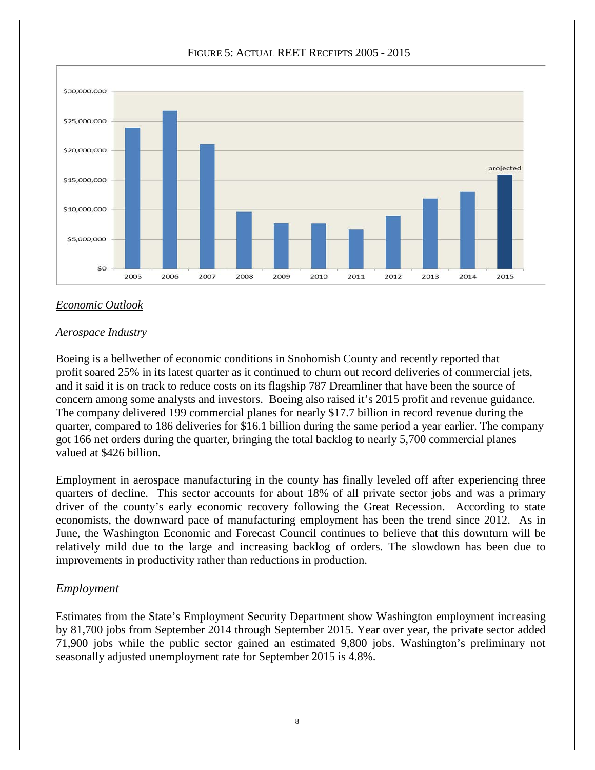FIGURE 5: ACTUAL REET RECEIPTS 2005 - 2015

## *Economic Outlook*

### *Aerospace Industry*

Boeing is a bellwether of economic conditions in Snohomish County and recently reported that profit soared 25% in its latest quarter as it continued to churn out record deliveries of commercial jets, and it said it is on track to reduce costs on its flagship 787 Dreamliner that have been the source of concern among some analysts and investors. Boeing also raised it's 2015 profit and revenue guidance. The company delivered 199 commercial planes for nearly $17.7 billion in record revenue during the quarter, compared to 186 deliveries for $16.1 billion during the same period a year earlier. The company got 166 net orders during the quarter, bringing the total backlog to nearly 5,700 commercial planes valued at $426 billion.

Employment in aerospace manufacturing in the county has finally leveled off after experiencing three quarters of decline. This sector accounts for about 18% of all private sector jobs and was a primary driver of the county's early economic recovery following the Great Recession. According to state economists, the downward pace of manufacturing employment has been the trend since 2012. As in June, the Washington Economic and Forecast Council continues to believe that this downturn will be relatively mild due to the large and increasing backlog of orders. The slowdown has been due to improvements in productivity rather than reductions in production.

### *Employment*

Estimates from the State's Employment Security Department show Washington employment increasing by 81,700 jobs from September 2014 through September 2015. Year over year, the private sector added 71,900 jobs while the public sector gained an estimated 9,800 jobs. Washington's preliminary not seasonally adjusted unemployment rate for September 2015 is 4.8%.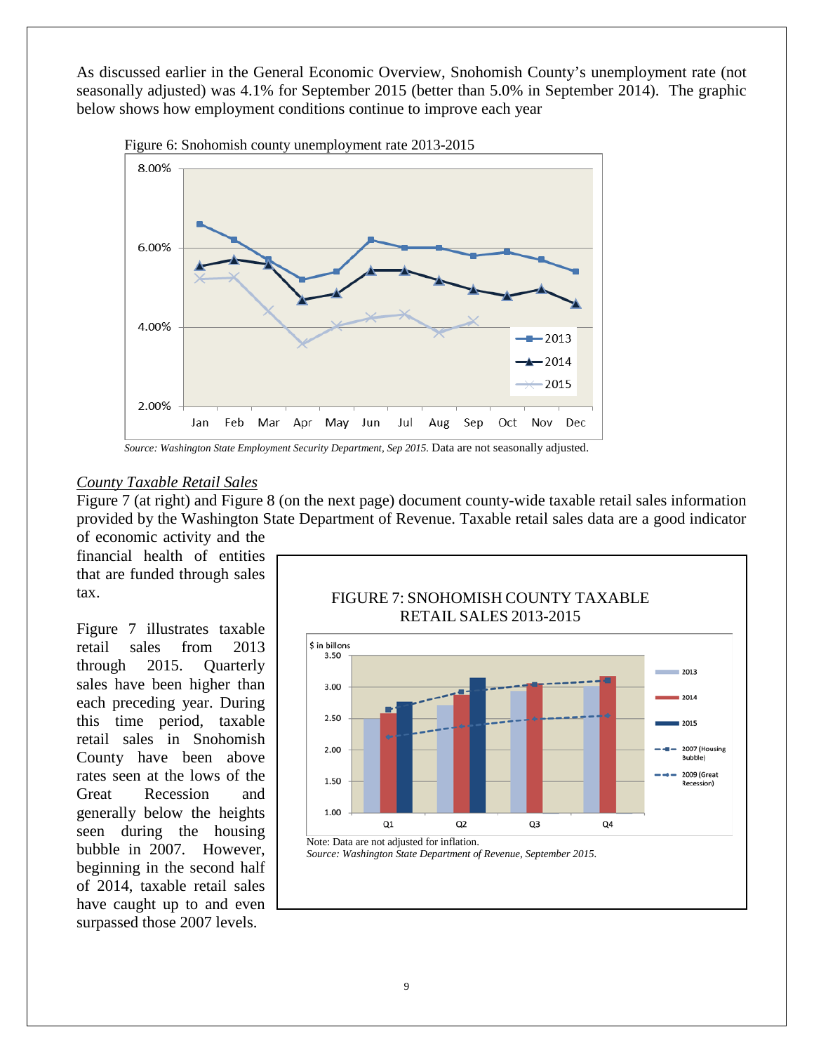As discussed earlier in the General Economic Overview, Snohomish County's unemployment rate (not seasonally adjusted) was 4.1% for September 2015 (better than 5.0% in September 2014). The graphic below shows how employment conditions continue to improve each year

Figure 6: Snohomish county unemployment rate 2013-2015

*Source: Washington State Employment Security Department, Sep 2015.* Data are not seasonally adjusted.

## *County Taxable Retail Sales*

Figure 7 (at right) and Figure 8 (on the next page) document county-wide taxable retail sales information provided by the Washington State Department of Revenue. Taxable retail sales data are a good indicator of economic activity and the financial health of entities that are funded through sales tax.

Figure 7 illustrates taxable retail sales from 2013 through 2015. Quarterly sales have been higher than each preceding year. During this time period, taxable retail sales in Snohomish County have been above rates seen at the lows of the Great Recession and generally below the heights seen during the housing bubble in 2007. However, beginning in the second half of 2014, taxable retail sales have caught up to and even surpassed those 2007 levels.

FIGURE 7: SNOHOMISH COUNTY TAXABLE RETAIL SALES 2013-2015

Note: Data are not adjusted for inflation.
*Source: Washington State Department of Revenue, September 2015.*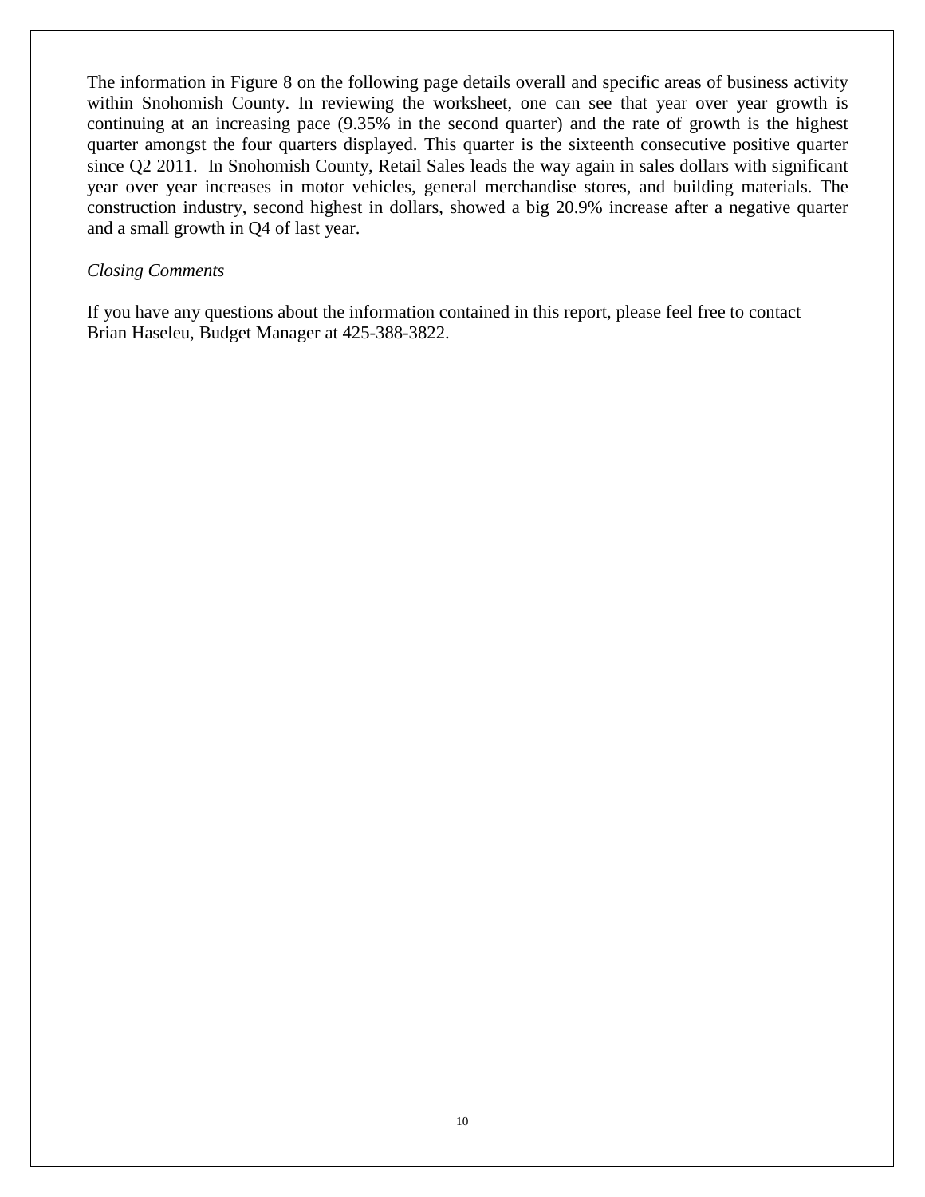The information in Figure 8 on the following page details overall and specific areas of business activity within Snohomish County. In reviewing the worksheet, one can see that year over year growth is continuing at an increasing pace (9.35% in the second quarter) and the rate of growth is the highest quarter amongst the four quarters displayed. This quarter is the sixteenth consecutive positive quarter since Q2 2011. In Snohomish County, Retail Sales leads the way again in sales dollars with significant year over year increases in motor vehicles, general merchandise stores, and building materials. The construction industry, second highest in dollars, showed a big 20.9% increase after a negative quarter and a small growth in Q4 of last year.

*Closing Comments*

If you have any questions about the information contained in this report, please feel free to contact Brian Haseleu, Budget Manager at 425-388-3822.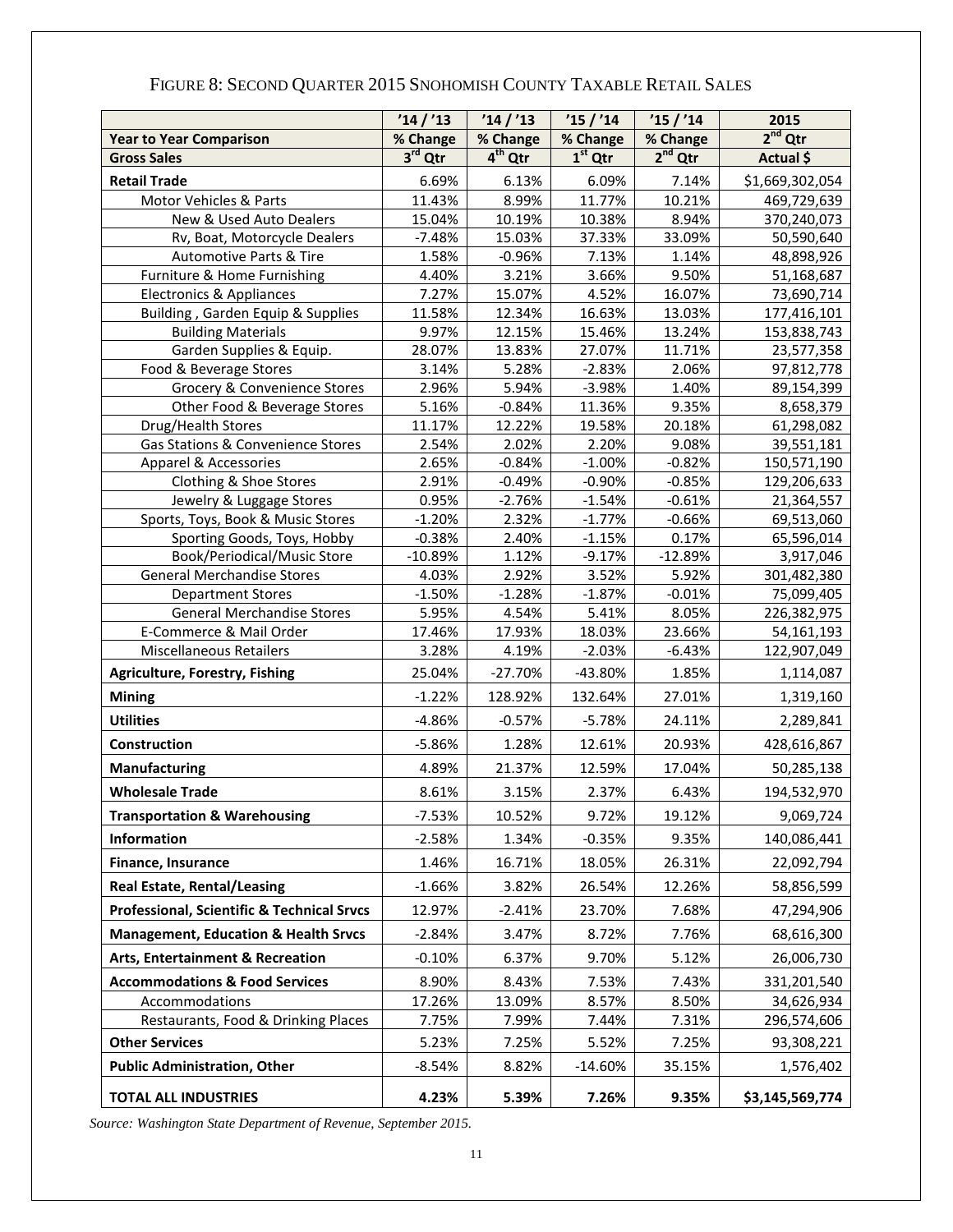FIGURE 8: SECOND QUARTER 2015 SNOHOMISH COUNTY TAXABLE RETAIL SALES

| Year to Year Comparison<br>Gross Sales | '14 / '13<br>% Change<br>3rd Qtr | '14 / '13<br>% Change<br>4th Qtr | '15 / '14<br>% Change<br>1st Qtr | '15 / '14<br>% Change<br>2nd Qtr | 2015<br>2nd Qtr<br>Actual $ |
|---|---|---|---|---|---|
| **Retail Trade** | 6.69% | 6.13% | 6.09% | 7.14% | $1,669,302,054 |
| Motor Vehicles & Parts | 11.43% | 8.99% | 11.77% | 10.21% | 469,729,639 |
| New & Used Auto Dealers | 15.04% | 10.19% | 10.38% | 8.94% | 370,240,073 |
| Rv, Boat, Motorcycle Dealers | -7.48% | 15.03% | 37.33% | 33.09% | 50,590,640 |
| Automotive Parts & Tire | 1.58% | -0.96% | 7.13% | 1.14% | 48,898,926 |
| Furniture & Home Furnishing | 4.40% | 3.21% | 3.66% | 9.50% | 51,168,687 |
| Electronics & Appliances | 7.27% | 15.07% | 4.52% | 16.07% | 73,690,714 |
| Building , Garden Equip & Supplies | 11.58% | 12.34% | 16.63% | 13.03% | 177,416,101 |
| Building Materials | 9.97% | 12.15% | 15.46% | 13.24% | 153,838,743 |
| Garden Supplies & Equip. | 28.07% | 13.83% | 27.07% | 11.71% | 23,577,358 |
| Food & Beverage Stores | 3.14% | 5.28% | -2.83% | 2.06% | 97,812,778 |
| Grocery & Convenience Stores | 2.96% | 5.94% | -3.98% | 1.40% | 89,154,399 |
| Other Food & Beverage Stores | 5.16% | -0.84% | 11.36% | 9.35% | 8,658,379 |
| Drug/Health Stores | 11.17% | 12.22% | 19.58% | 20.18% | 61,298,082 |
| Gas Stations & Convenience Stores | 2.54% | 2.02% | 2.20% | 9.08% | 39,551,181 |
| Apparel & Accessories | 2.65% | -0.84% | -1.00% | -0.82% | 150,571,190 |
| Clothing & Shoe Stores | 2.91% | -0.49% | -0.90% | -0.85% | 129,206,633 |
| Jewelry & Luggage Stores | 0.95% | -2.76% | -1.54% | -0.61% | 21,364,557 |
| Sports, Toys, Book & Music Stores | -1.20% | 2.32% | -1.77% | -0.66% | 69,513,060 |
| Sporting Goods, Toys, Hobby | -0.38% | 2.40% | -1.15% | 0.17% | 65,596,014 |
| Book/Periodical/Music Store | -10.89% | 1.12% | -9.17% | -12.89% | 3,917,046 |
| General Merchandise Stores | 4.03% | 2.92% | 3.52% | 5.92% | 301,482,380 |
| Department Stores | -1.50% | -1.28% | -1.87% | -0.01% | 75,099,405 |
| General Merchandise Stores | 5.95% | 4.54% | 5.41% | 8.05% | 226,382,975 |
| E-Commerce & Mail Order | 17.46% | 17.93% | 18.03% | 23.66% | 54,161,193 |
| Miscellaneous Retailers | 3.28% | 4.19% | -2.03% | -6.43% | 122,907,049 |
| **Agriculture, Forestry, Fishing** | 25.04% | -27.70% | -43.80% | 1.85% | 1,114,087 |
| **Mining** | -1.22% | 128.92% | 132.64% | 27.01% | 1,319,160 |
| **Utilities** | -4.86% | -0.57% | -5.78% | 24.11% | 2,289,841 |
| **Construction** | -5.86% | 1.28% | 12.61% | 20.93% | 428,616,867 |
| **Manufacturing** | 4.89% | 21.37% | 12.59% | 17.04% | 50,285,138 |
| **Wholesale Trade** | 8.61% | 3.15% | 2.37% | 6.43% | 194,532,970 |
| **Transportation & Warehousing** | -7.53% | 10.52% | 9.72% | 19.12% | 9,069,724 |
| **Information** | -2.58% | 1.34% | -0.35% | 9.35% | 140,086,441 |
| **Finance, Insurance** | 1.46% | 16.71% | 18.05% | 26.31% | 22,092,794 |
| **Real Estate, Rental/Leasing** | -1.66% | 3.82% | 26.54% | 12.26% | 58,856,599 |
| **Professional, Scientific & Technical Srvcs** | 12.97% | -2.41% | 23.70% | 7.68% | 47,294,906 |
| **Management, Education & Health Srvcs** | -2.84% | 3.47% | 8.72% | 7.76% | 68,616,300 |
| **Arts, Entertainment & Recreation** | -0.10% | 6.37% | 9.70% | 5.12% | 26,006,730 |
| **Accommodations & Food Services** | 8.90% | 8.43% | 7.53% | 7.43% | 331,201,540 |
| Accommodations | 17.26% | 13.09% | 8.57% | 8.50% | 34,626,934 |
| Restaurants, Food & Drinking Places | 7.75% | 7.99% | 7.44% | 7.31% | 296,574,606 |
| **Other Services** | 5.23% | 7.25% | 5.52% | 7.25% | 93,308,221 |
| **Public Administration, Other** | -8.54% | 8.82% | -14.60% | 35.15% | 1,576,402 |
| **TOTAL ALL INDUSTRIES** | **4.23%** | **5.39%** | **7.26%** | **9.35%** | **$3,145,569,774** |

*Source: Washington State Department of Revenue, September 2015.*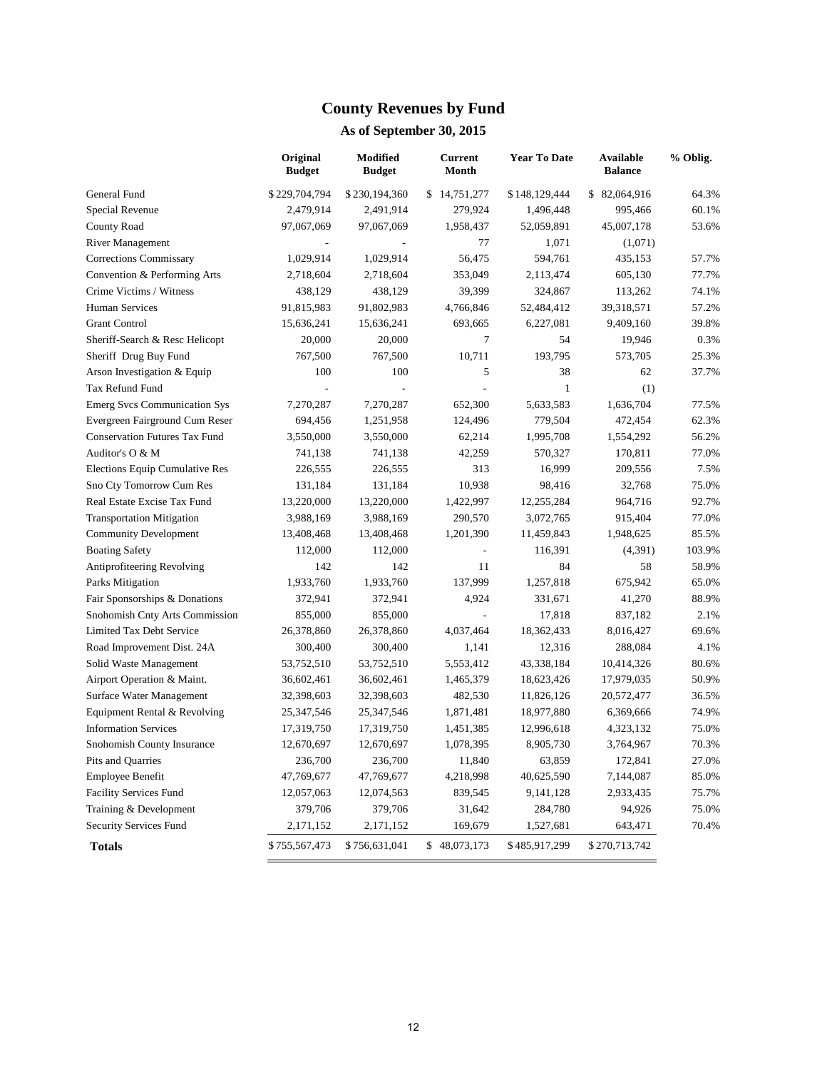# County Revenues by Fund

## As of September 30, 2015

| | Original Budget | Modified Budget | Current Month | Year To Date | Available Balance | % Oblig. |
|---|---|---|---|---|---|---|
| General Fund | $ 229,704,794 | $ 230,194,360 | $ 14,751,277 | $ 148,129,444 | $ 82,064,916 | 64.3% |
| Special Revenue | 2,479,914 | 2,491,914 | 279,924 | 1,496,448 | 995,466 | 60.1% |
| County Road | 97,067,069 | 97,067,069 | 1,958,437 | 52,059,891 | 45,007,178 | 53.6% |
| River Management | - | - | 77 | 1,071 | (1,071) | |
| Corrections Commissary | 1,029,914 | 1,029,914 | 56,475 | 594,761 | 435,153 | 57.7% |
| Convention & Performing Arts | 2,718,604 | 2,718,604 | 353,049 | 2,113,474 | 605,130 | 77.7% |
| Crime Victims / Witness | 438,129 | 438,129 | 39,399 | 324,867 | 113,262 | 74.1% |
| Human Services | 91,815,983 | 91,802,983 | 4,766,846 | 52,484,412 | 39,318,571 | 57.2% |
| Grant Control | 15,636,241 | 15,636,241 | 693,665 | 6,227,081 | 9,409,160 | 39.8% |
| Sheriff-Search & Resc Helicopt | 20,000 | 20,000 | 7 | 54 | 19,946 | 0.3% |
| Sheriff Drug Buy Fund | 767,500 | 767,500 | 10,711 | 193,795 | 573,705 | 25.3% |
| Arson Investigation & Equip | 100 | 100 | 5 | 38 | 62 | 37.7% |
| Tax Refund Fund | - | - | - | 1 | (1) | |
| Emerg Svcs Communication Sys | 7,270,287 | 7,270,287 | 652,300 | 5,633,583 | 1,636,704 | 77.5% |
| Evergreen Fairground Cum Reser | 694,456 | 1,251,958 | 124,496 | 779,504 | 472,454 | 62.3% |
| Conservation Futures Tax Fund | 3,550,000 | 3,550,000 | 62,214 | 1,995,708 | 1,554,292 | 56.2% |
| Auditor's O & M | 741,138 | 741,138 | 42,259 | 570,327 | 170,811 | 77.0% |
| Elections Equip Cumulative Res | 226,555 | 226,555 | 313 | 16,999 | 209,556 | 7.5% |
| Sno Cty Tomorrow Cum Res | 131,184 | 131,184 | 10,938 | 98,416 | 32,768 | 75.0% |
| Real Estate Excise Tax Fund | 13,220,000 | 13,220,000 | 1,422,997 | 12,255,284 | 964,716 | 92.7% |
| Transportation Mitigation | 3,988,169 | 3,988,169 | 290,570 | 3,072,765 | 915,404 | 77.0% |
| Community Development | 13,408,468 | 13,408,468 | 1,201,390 | 11,459,843 | 1,948,625 | 85.5% |
| Boating Safety | 112,000 | 112,000 | - | 116,391 | (4,391) | 103.9% |
| Antiprofiteering Revolving | 142 | 142 | 11 | 84 | 58 | 58.9% |
| Parks Mitigation | 1,933,760 | 1,933,760 | 137,999 | 1,257,818 | 675,942 | 65.0% |
| Fair Sponsorships & Donations | 372,941 | 372,941 | 4,924 | 331,671 | 41,270 | 88.9% |
| Snohomish Cnty Arts Commission | 855,000 | 855,000 | - | 17,818 | 837,182 | 2.1% |
| Limited Tax Debt Service | 26,378,860 | 26,378,860 | 4,037,464 | 18,362,433 | 8,016,427 | 69.6% |
| Road Improvement Dist. 24A | 300,400 | 300,400 | 1,141 | 12,316 | 288,084 | 4.1% |
| Solid Waste Management | 53,752,510 | 53,752,510 | 5,553,412 | 43,338,184 | 10,414,326 | 80.6% |
| Airport Operation & Maint. | 36,602,461 | 36,602,461 | 1,465,379 | 18,623,426 | 17,979,035 | 50.9% |
| Surface Water Management | 32,398,603 | 32,398,603 | 482,530 | 11,826,126 | 20,572,477 | 36.5% |
| Equipment Rental & Revolving | 25,347,546 | 25,347,546 | 1,871,481 | 18,977,880 | 6,369,666 | 74.9% |
| Information Services | 17,319,750 | 17,319,750 | 1,451,385 | 12,996,618 | 4,323,132 | 75.0% |
| Snohomish County Insurance | 12,670,697 | 12,670,697 | 1,078,395 | 8,905,730 | 3,764,967 | 70.3% |
| Pits and Quarries | 236,700 | 236,700 | 11,840 | 63,859 | 172,841 | 27.0% |
| Employee Benefit | 47,769,677 | 47,769,677 | 4,218,998 | 40,625,590 | 7,144,087 | 85.0% |
| Facility Services Fund | 12,057,063 | 12,074,563 | 839,545 | 9,141,128 | 2,933,435 | 75.7% |
| Training & Development | 379,706 | 379,706 | 31,642 | 284,780 | 94,926 | 75.0% |
| Security Services Fund | 2,171,152 | 2,171,152 | 169,679 | 1,527,681 | 643,471 | 70.4% |
| **Totals** | $ 755,567,473 | $ 756,631,041 | $ 48,073,173 | $ 485,917,299 | $ 270,713,742 | |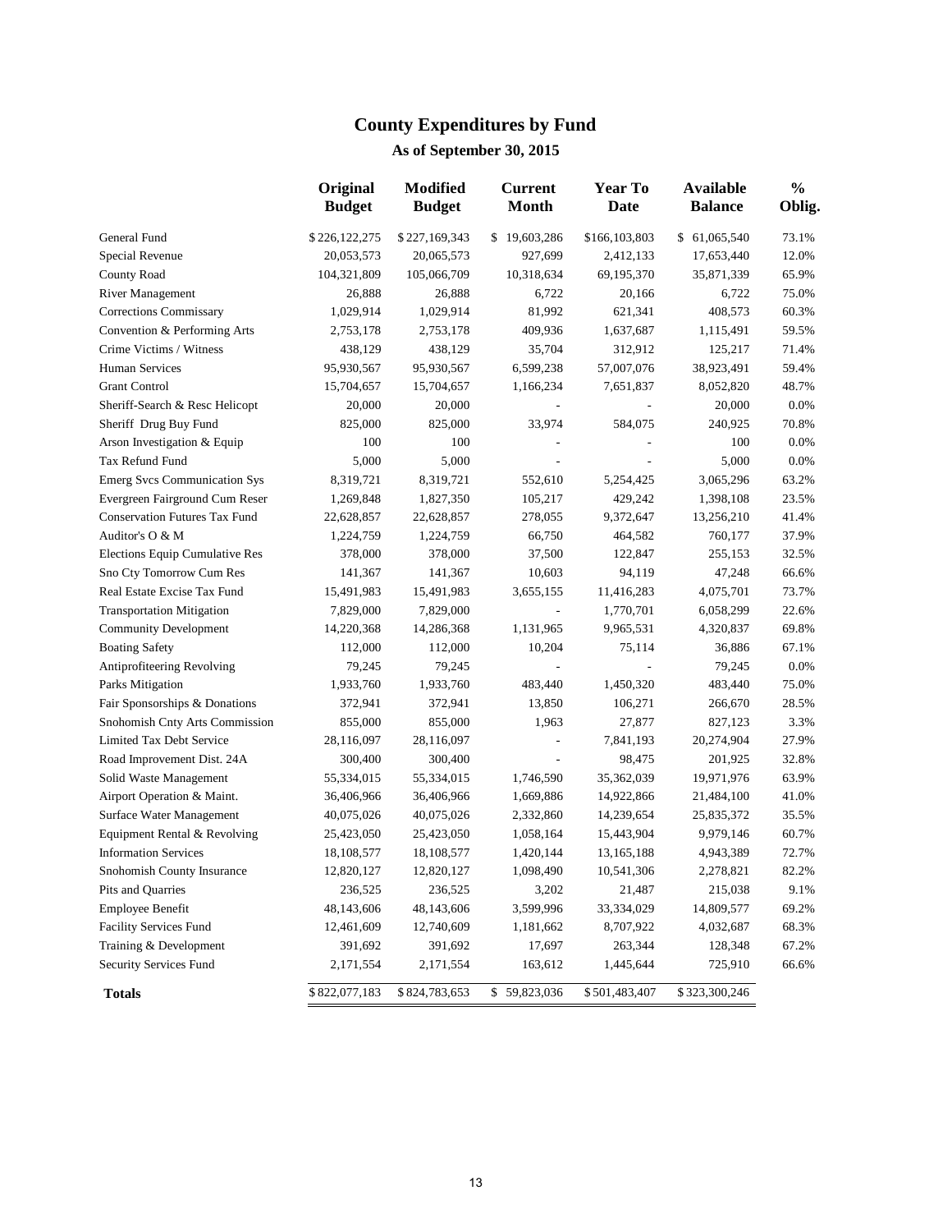# County Expenditures by Fund

## As of September 30, 2015

| | Original Budget | Modified Budget | Current Month | Year To Date | Available Balance | % Oblig. |
|---|---|---|---|---|---|---|
| General Fund | $ 226,122,275 | $ 227,169,343 | $ 19,603,286 | $166,103,803 | $ 61,065,540 | 73.1% |
| Special Revenue | 20,053,573 | 20,065,573 | 927,699 | 2,412,133 | 17,653,440 | 12.0% |
| County Road | 104,321,809 | 105,066,709 | 10,318,634 | 69,195,370 | 35,871,339 | 65.9% |
| River Management | 26,888 | 26,888 | 6,722 | 20,166 | 6,722 | 75.0% |
| Corrections Commissary | 1,029,914 | 1,029,914 | 81,992 | 621,341 | 408,573 | 60.3% |
| Convention & Performing Arts | 2,753,178 | 2,753,178 | 409,936 | 1,637,687 | 1,115,491 | 59.5% |
| Crime Victims / Witness | 438,129 | 438,129 | 35,704 | 312,912 | 125,217 | 71.4% |
| Human Services | 95,930,567 | 95,930,567 | 6,599,238 | 57,007,076 | 38,923,491 | 59.4% |
| Grant Control | 15,704,657 | 15,704,657 | 1,166,234 | 7,651,837 | 8,052,820 | 48.7% |
| Sheriff-Search & Resc Helicopt | 20,000 | 20,000 | - | - | 20,000 | 0.0% |
| Sheriff Drug Buy Fund | 825,000 | 825,000 | 33,974 | 584,075 | 240,925 | 70.8% |
| Arson Investigation & Equip | 100 | 100 | - | - | 100 | 0.0% |
| Tax Refund Fund | 5,000 | 5,000 | - | - | 5,000 | 0.0% |
| Emerg Svcs Communication Sys | 8,319,721 | 8,319,721 | 552,610 | 5,254,425 | 3,065,296 | 63.2% |
| Evergreen Fairground Cum Reser | 1,269,848 | 1,827,350 | 105,217 | 429,242 | 1,398,108 | 23.5% |
| Conservation Futures Tax Fund | 22,628,857 | 22,628,857 | 278,055 | 9,372,647 | 13,256,210 | 41.4% |
| Auditor's O & M | 1,224,759 | 1,224,759 | 66,750 | 464,582 | 760,177 | 37.9% |
| Elections Equip Cumulative Res | 378,000 | 378,000 | 37,500 | 122,847 | 255,153 | 32.5% |
| Sno Cty Tomorrow Cum Res | 141,367 | 141,367 | 10,603 | 94,119 | 47,248 | 66.6% |
| Real Estate Excise Tax Fund | 15,491,983 | 15,491,983 | 3,655,155 | 11,416,283 | 4,075,701 | 73.7% |
| Transportation Mitigation | 7,829,000 | 7,829,000 | - | 1,770,701 | 6,058,299 | 22.6% |
| Community Development | 14,220,368 | 14,286,368 | 1,131,965 | 9,965,531 | 4,320,837 | 69.8% |
| Boating Safety | 112,000 | 112,000 | 10,204 | 75,114 | 36,886 | 67.1% |
| Antiprofiteering Revolving | 79,245 | 79,245 | - | - | 79,245 | 0.0% |
| Parks Mitigation | 1,933,760 | 1,933,760 | 483,440 | 1,450,320 | 483,440 | 75.0% |
| Fair Sponsorships & Donations | 372,941 | 372,941 | 13,850 | 106,271 | 266,670 | 28.5% |
| Snohomish Cnty Arts Commission | 855,000 | 855,000 | 1,963 | 27,877 | 827,123 | 3.3% |
| Limited Tax Debt Service | 28,116,097 | 28,116,097 | - | 7,841,193 | 20,274,904 | 27.9% |
| Road Improvement Dist. 24A | 300,400 | 300,400 | - | 98,475 | 201,925 | 32.8% |
| Solid Waste Management | 55,334,015 | 55,334,015 | 1,746,590 | 35,362,039 | 19,971,976 | 63.9% |
| Airport Operation & Maint. | 36,406,966 | 36,406,966 | 1,669,886 | 14,922,866 | 21,484,100 | 41.0% |
| Surface Water Management | 40,075,026 | 40,075,026 | 2,332,860 | 14,239,654 | 25,835,372 | 35.5% |
| Equipment Rental & Revolving | 25,423,050 | 25,423,050 | 1,058,164 | 15,443,904 | 9,979,146 | 60.7% |
| Information Services | 18,108,577 | 18,108,577 | 1,420,144 | 13,165,188 | 4,943,389 | 72.7% |
| Snohomish County Insurance | 12,820,127 | 12,820,127 | 1,098,490 | 10,541,306 | 2,278,821 | 82.2% |
| Pits and Quarries | 236,525 | 236,525 | 3,202 | 21,487 | 215,038 | 9.1% |
| Employee Benefit | 48,143,606 | 48,143,606 | 3,599,996 | 33,334,029 | 14,809,577 | 69.2% |
| Facility Services Fund | 12,461,609 | 12,740,609 | 1,181,662 | 8,707,922 | 4,032,687 | 68.3% |
| Training & Development | 391,692 | 391,692 | 17,697 | 263,344 | 128,348 | 67.2% |
| Security Services Fund | 2,171,554 | 2,171,554 | 163,612 | 1,445,644 | 725,910 | 66.6% |
| **Totals** | $ 822,077,183 | $ 824,783,653 | $ 59,823,036 | $ 501,483,407 | $ 323,300,246 | |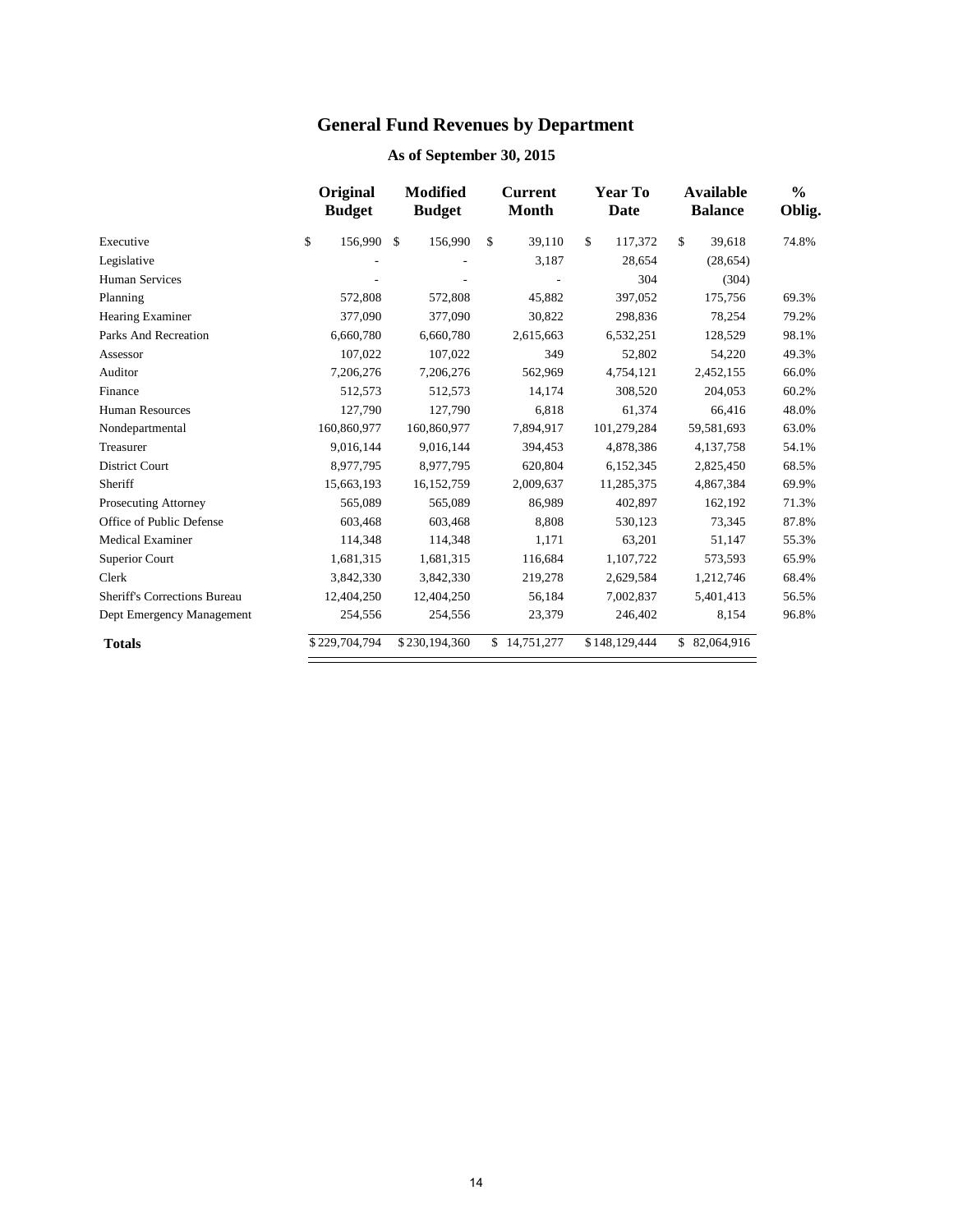# General Fund Revenues by Department

## As of September 30, 2015

| | Original Budget | Modified Budget | Current Month | Year To Date | Available Balance | % Oblig. |
|---|---|---|---|---|---|---|
| Executive | $ 156,990 | $ 156,990 | $ 39,110 | $ 117,372 | $ 39,618 | 74.8% |
| Legislative | - | - | 3,187 | 28,654 | (28,654) | |
| Human Services | - | - | - | 304 | (304) | |
| Planning | 572,808 | 572,808 | 45,882 | 397,052 | 175,756 | 69.3% |
| Hearing Examiner | 377,090 | 377,090 | 30,822 | 298,836 | 78,254 | 79.2% |
| Parks And Recreation | 6,660,780 | 6,660,780 | 2,615,663 | 6,532,251 | 128,529 | 98.1% |
| Assessor | 107,022 | 107,022 | 349 | 52,802 | 54,220 | 49.3% |
| Auditor | 7,206,276 | 7,206,276 | 562,969 | 4,754,121 | 2,452,155 | 66.0% |
| Finance | 512,573 | 512,573 | 14,174 | 308,520 | 204,053 | 60.2% |
| Human Resources | 127,790 | 127,790 | 6,818 | 61,374 | 66,416 | 48.0% |
| Nondepartmental | 160,860,977 | 160,860,977 | 7,894,917 | 101,279,284 | 59,581,693 | 63.0% |
| Treasurer | 9,016,144 | 9,016,144 | 394,453 | 4,878,386 | 4,137,758 | 54.1% |
| District Court | 8,977,795 | 8,977,795 | 620,804 | 6,152,345 | 2,825,450 | 68.5% |
| Sheriff | 15,663,193 | 16,152,759 | 2,009,637 | 11,285,375 | 4,867,384 | 69.9% |
| Prosecuting Attorney | 565,089 | 565,089 | 86,989 | 402,897 | 162,192 | 71.3% |
| Office of Public Defense | 603,468 | 603,468 | 8,808 | 530,123 | 73,345 | 87.8% |
| Medical Examiner | 114,348 | 114,348 | 1,171 | 63,201 | 51,147 | 55.3% |
| Superior Court | 1,681,315 | 1,681,315 | 116,684 | 1,107,722 | 573,593 | 65.9% |
| Clerk | 3,842,330 | 3,842,330 | 219,278 | 2,629,584 | 1,212,746 | 68.4% |
| Sheriff's Corrections Bureau | 12,404,250 | 12,404,250 | 56,184 | 7,002,837 | 5,401,413 | 56.5% |
| Dept Emergency Management | 254,556 | 254,556 | 23,379 | 246,402 | 8,154 | 96.8% |
| **Totals** | $ 229,704,794 | $ 230,194,360 | $ 14,751,277 | $ 148,129,444 | $ 82,064,916 | |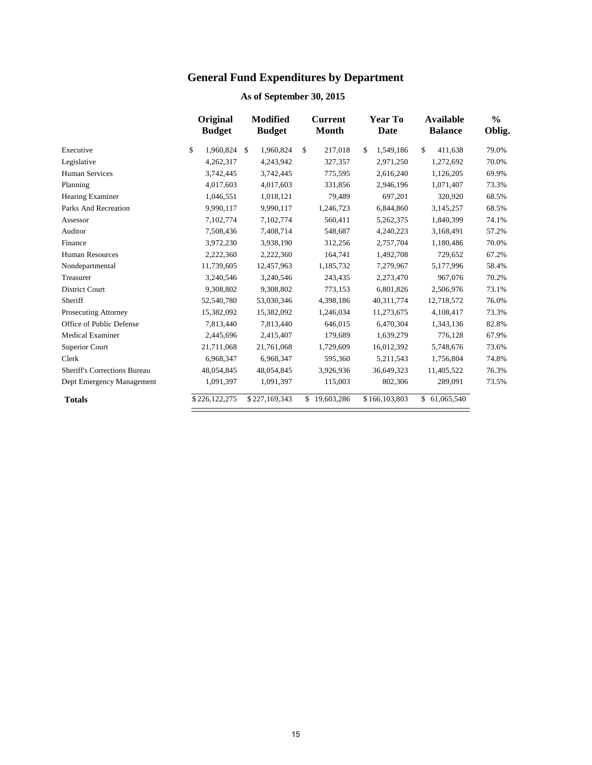# General Fund Expenditures by Department

## As of September 30, 2015

| | Original Budget | Modified Budget | Current Month | Year To Date | Available Balance | % Oblig. |
|---|---|---|---|---|---|---|
| Executive | $ 1,960,824 | $ 1,960,824 | $ 217,018 | $ 1,549,186 | $ 411,638 | 79.0% |
| Legislative | 4,262,317 | 4,243,942 | 327,357 | 2,971,250 | 1,272,692 | 70.0% |
| Human Services | 3,742,445 | 3,742,445 | 775,595 | 2,616,240 | 1,126,205 | 69.9% |
| Planning | 4,017,603 | 4,017,603 | 331,856 | 2,946,196 | 1,071,407 | 73.3% |
| Hearing Examiner | 1,046,551 | 1,018,121 | 79,489 | 697,201 | 320,920 | 68.5% |
| Parks And Recreation | 9,990,117 | 9,990,117 | 1,246,723 | 6,844,860 | 3,145,257 | 68.5% |
| Assessor | 7,102,774 | 7,102,774 | 560,411 | 5,262,375 | 1,840,399 | 74.1% |
| Auditor | 7,508,436 | 7,408,714 | 548,687 | 4,240,223 | 3,168,491 | 57.2% |
| Finance | 3,972,230 | 3,938,190 | 312,256 | 2,757,704 | 1,180,486 | 70.0% |
| Human Resources | 2,222,360 | 2,222,360 | 164,741 | 1,492,708 | 729,652 | 67.2% |
| Nondepartmental | 11,739,605 | 12,457,963 | 1,185,732 | 7,279,967 | 5,177,996 | 58.4% |
| Treasurer | 3,240,546 | 3,240,546 | 243,435 | 2,273,470 | 967,076 | 70.2% |
| District Court | 9,308,802 | 9,308,802 | 773,153 | 6,801,826 | 2,506,976 | 73.1% |
| Sheriff | 52,540,780 | 53,030,346 | 4,398,186 | 40,311,774 | 12,718,572 | 76.0% |
| Prosecuting Attorney | 15,382,092 | 15,382,092 | 1,246,034 | 11,273,675 | 4,108,417 | 73.3% |
| Office of Public Defense | 7,813,440 | 7,813,440 | 646,015 | 6,470,304 | 1,343,136 | 82.8% |
| Medical Examiner | 2,445,696 | 2,415,407 | 179,689 | 1,639,279 | 776,128 | 67.9% |
| Superior Court | 21,711,068 | 21,761,068 | 1,729,609 | 16,012,392 | 5,748,676 | 73.6% |
| Clerk | 6,968,347 | 6,968,347 | 595,360 | 5,211,543 | 1,756,804 | 74.8% |
| Sheriff's Corrections Bureau | 48,054,845 | 48,054,845 | 3,926,936 | 36,649,323 | 11,405,522 | 76.3% |
| Dept Emergency Management | 1,091,397 | 1,091,397 | 115,003 | 802,306 | 289,091 | 73.5% |
| **Totals** | $ 226,122,275 | $ 227,169,343 | $ 19,603,286 | $ 166,103,803 | $ 61,065,540 | |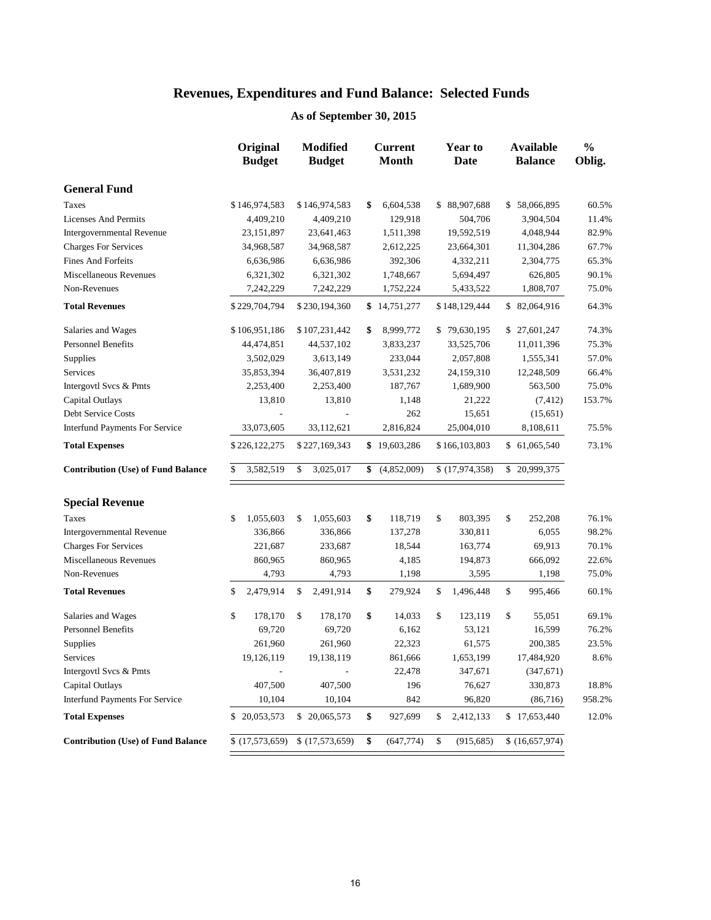# Revenues, Expenditures and Fund Balance: Selected Funds

## As of September 30, 2015

| | Original Budget | Modified Budget | Current Month | Year to Date | Available Balance | % Oblig. |
|---|---|---|---|---|---|---|
| **General Fund** | | | | | | |
| Taxes | $ 146,974,583 | $ 146,974,583 | $ 6,604,538 | $ 88,907,688 | $ 58,066,895 | 60.5% |
| Licenses And Permits | 4,409,210 | 4,409,210 | 129,918 | 504,706 | 3,904,504 | 11.4% |
| Intergovernmental Revenue | 23,151,897 | 23,641,463 | 1,511,398 | 19,592,519 | 4,048,944 | 82.9% |
| Charges For Services | 34,968,587 | 34,968,587 | 2,612,225 | 23,664,301 | 11,304,286 | 67.7% |
| Fines And Forfeits | 6,636,986 | 6,636,986 | 392,306 | 4,332,211 | 2,304,775 | 65.3% |
| Miscellaneous Revenues | 6,321,302 | 6,321,302 | 1,748,667 | 5,694,497 | 626,805 | 90.1% |
| Non-Revenues | 7,242,229 | 7,242,229 | 1,752,224 | 5,433,522 | 1,808,707 | 75.0% |
| **Total Revenues** | $ 229,704,794 | $ 230,194,360 | $ 14,751,277 | $ 148,129,444 | $ 82,064,916 | 64.3% |
| Salaries and Wages | $ 106,951,186 | $ 107,231,442 | $ 8,999,772 | $ 79,630,195 | $ 27,601,247 | 74.3% |
| Personnel Benefits | 44,474,851 | 44,537,102 | 3,833,237 | 33,525,706 | 11,011,396 | 75.3% |
| Supplies | 3,502,029 | 3,613,149 | 233,044 | 2,057,808 | 1,555,341 | 57.0% |
| Services | 35,853,394 | 36,407,819 | 3,531,232 | 24,159,310 | 12,248,509 | 66.4% |
| Intergovtl Svcs & Pmts | 2,253,400 | 2,253,400 | 187,767 | 1,689,900 | 563,500 | 75.0% |
| Capital Outlays | 13,810 | 13,810 | 1,148 | 21,222 | (7,412) | 153.7% |
| Debt Service Costs | - | - | 262 | 15,651 | (15,651) | |
| Interfund Payments For Service | 33,073,605 | 33,112,621 | 2,816,824 | 25,004,010 | 8,108,611 | 75.5% |
| **Total Expenses** | $ 226,122,275 | $ 227,169,343 | $ 19,603,286 | $ 166,103,803 | $ 61,065,540 | 73.1% |
| **Contribution (Use) of Fund Balance** | $ 3,582,519 | $ 3,025,017 | $ (4,852,009) | $ (17,974,358) | $ 20,999,375 | |
| **Special Revenue** | | | | | | |
| Taxes | $ 1,055,603 | $ 1,055,603 | $ 118,719 | $ 803,395 | $ 252,208 | 76.1% |
| Intergovernmental Revenue | 336,866 | 336,866 | 137,278 | 330,811 | 6,055 | 98.2% |
| Charges For Services | 221,687 | 233,687 | 18,544 | 163,774 | 69,913 | 70.1% |
| Miscellaneous Revenues | 860,965 | 860,965 | 4,185 | 194,873 | 666,092 | 22.6% |
| Non-Revenues | 4,793 | 4,793 | 1,198 | 3,595 | 1,198 | 75.0% |
| **Total Revenues** | $ 2,479,914 | $ 2,491,914 | $ 279,924 | $ 1,496,448 | $ 995,466 | 60.1% |
| Salaries and Wages | $ 178,170 | $ 178,170 | $ 14,033 | $ 123,119 | $ 55,051 | 69.1% |
| Personnel Benefits | 69,720 | 69,720 | 6,162 | 53,121 | 16,599 | 76.2% |
| Supplies | 261,960 | 261,960 | 22,323 | 61,575 | 200,385 | 23.5% |
| Services | 19,126,119 | 19,138,119 | 861,666 | 1,653,199 | 17,484,920 | 8.6% |
| Intergovtl Svcs & Pmts | - | - | 22,478 | 347,671 | (347,671) | |
| Capital Outlays | 407,500 | 407,500 | 196 | 76,627 | 330,873 | 18.8% |
| Interfund Payments For Service | 10,104 | 10,104 | 842 | 96,820 | (86,716) | 958.2% |
| **Total Expenses** | $ 20,053,573 | $ 20,065,573 | $ 927,699 | $ 2,412,133 | $ 17,653,440 | 12.0% |
| **Contribution (Use) of Fund Balance** | $ (17,573,659) | $ (17,573,659) | $ (647,774) | $ (915,685) | $ (16,657,974) | |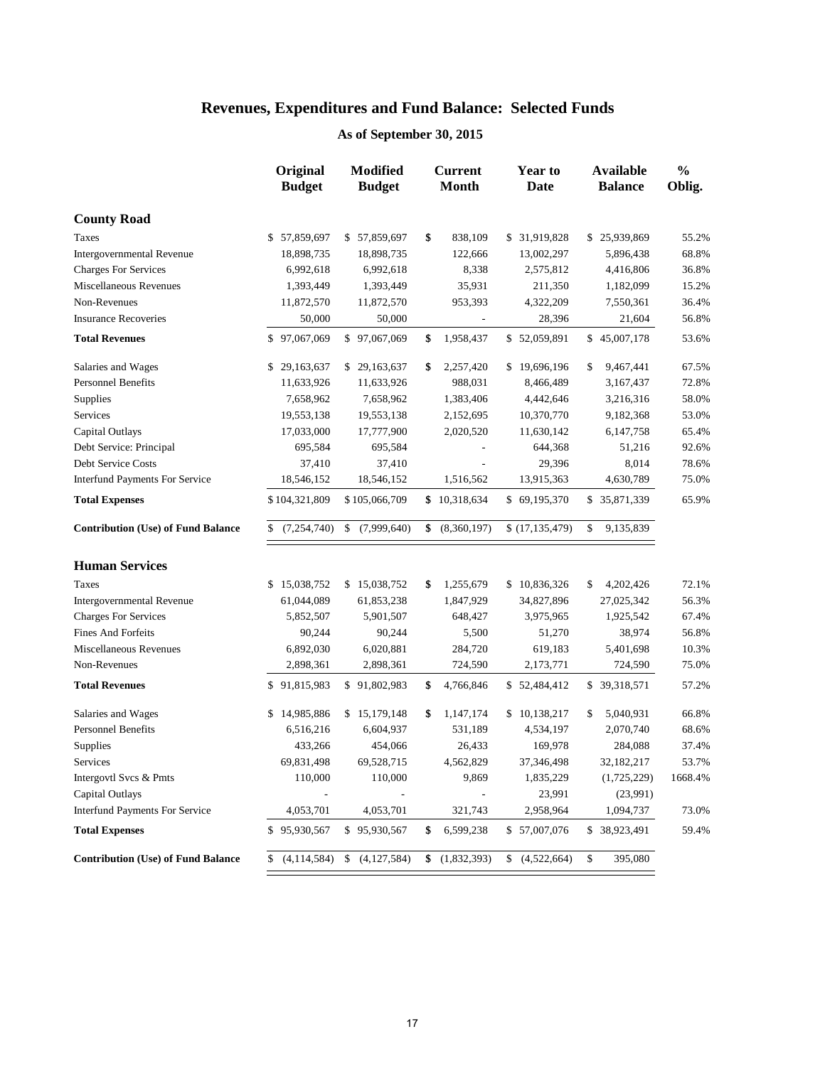# Revenues, Expenditures and Fund Balance: Selected Funds

## As of September 30, 2015

| | Original Budget | Modified Budget | Current Month | Year to Date | Available Balance | % Oblig. |
|---|---|---|---|---|---|---|
| **County Road** | | | | | | |
| Taxes | $ 57,859,697 | $ 57,859,697 | $ 838,109 | $ 31,919,828 | $ 25,939,869 | 55.2% |
| Intergovernmental Revenue | 18,898,735 | 18,898,735 | 122,666 | 13,002,297 | 5,896,438 | 68.8% |
| Charges For Services | 6,992,618 | 6,992,618 | 8,338 | 2,575,812 | 4,416,806 | 36.8% |
| Miscellaneous Revenues | 1,393,449 | 1,393,449 | 35,931 | 211,350 | 1,182,099 | 15.2% |
| Non-Revenues | 11,872,570 | 11,872,570 | 953,393 | 4,322,209 | 7,550,361 | 36.4% |
| Insurance Recoveries | 50,000 | 50,000 | - | 28,396 | 21,604 | 56.8% |
| **Total Revenues** | $ 97,067,069 | $ 97,067,069 | $ 1,958,437 | $ 52,059,891 | $ 45,007,178 | 53.6% |
| Salaries and Wages | $ 29,163,637 | $ 29,163,637 | $ 2,257,420 | $ 19,696,196 | $ 9,467,441 | 67.5% |
| Personnel Benefits | 11,633,926 | 11,633,926 | 988,031 | 8,466,489 | 3,167,437 | 72.8% |
| Supplies | 7,658,962 | 7,658,962 | 1,383,406 | 4,442,646 | 3,216,316 | 58.0% |
| Services | 19,553,138 | 19,553,138 | 2,152,695 | 10,370,770 | 9,182,368 | 53.0% |
| Capital Outlays | 17,033,000 | 17,777,900 | 2,020,520 | 11,630,142 | 6,147,758 | 65.4% |
| Debt Service: Principal | 695,584 | 695,584 | - | 644,368 | 51,216 | 92.6% |
| Debt Service Costs | 37,410 | 37,410 | - | 29,396 | 8,014 | 78.6% |
| Interfund Payments For Service | 18,546,152 | 18,546,152 | 1,516,562 | 13,915,363 | 4,630,789 | 75.0% |
| **Total Expenses** | $ 104,321,809 | $ 105,066,709 | $ 10,318,634 | $ 69,195,370 | $ 35,871,339 | 65.9% |
| **Contribution (Use) of Fund Balance** | $ (7,254,740) | $ (7,999,640) | $ (8,360,197) | $ (17,135,479) | $ 9,135,839 | |
| **Human Services** | | | | | | |
| Taxes | $ 15,038,752 | $ 15,038,752 | $ 1,255,679 | $ 10,836,326 | $ 4,202,426 | 72.1% |
| Intergovernmental Revenue | 61,044,089 | 61,853,238 | 1,847,929 | 34,827,896 | 27,025,342 | 56.3% |
| Charges For Services | 5,852,507 | 5,901,507 | 648,427 | 3,975,965 | 1,925,542 | 67.4% |
| Fines And Forfeits | 90,244 | 90,244 | 5,500 | 51,270 | 38,974 | 56.8% |
| Miscellaneous Revenues | 6,892,030 | 6,020,881 | 284,720 | 619,183 | 5,401,698 | 10.3% |
| Non-Revenues | 2,898,361 | 2,898,361 | 724,590 | 2,173,771 | 724,590 | 75.0% |
| **Total Revenues** | $ 91,815,983 | $ 91,802,983 | $ 4,766,846 | $ 52,484,412 | $ 39,318,571 | 57.2% |
| Salaries and Wages | $ 14,985,886 | $ 15,179,148 | $ 1,147,174 | $ 10,138,217 | $ 5,040,931 | 66.8% |
| Personnel Benefits | 6,516,216 | 6,604,937 | 531,189 | 4,534,197 | 2,070,740 | 68.6% |
| Supplies | 433,266 | 454,066 | 26,433 | 169,978 | 284,088 | 37.4% |
| Services | 69,831,498 | 69,528,715 | 4,562,829 | 37,346,498 | 32,182,217 | 53.7% |
| Intergovtl Svcs & Pmts | 110,000 | 110,000 | 9,869 | 1,835,229 | (1,725,229) | 1668.4% |
| Capital Outlays | - | - | - | 23,991 | (23,991) | |
| Interfund Payments For Service | 4,053,701 | 4,053,701 | 321,743 | 2,958,964 | 1,094,737 | 73.0% |
| **Total Expenses** | $ 95,930,567 | $ 95,930,567 | $ 6,599,238 | $ 57,007,076 | $ 38,923,491 | 59.4% |
| **Contribution (Use) of Fund Balance** | $ (4,114,584) | $ (4,127,584) | $ (1,832,393) | $ (4,522,664) | $ 395,080 | |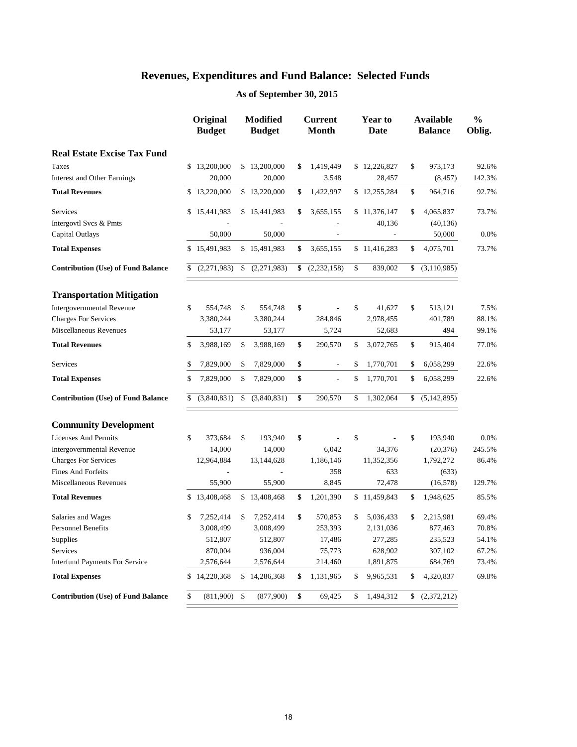# Revenues, Expenditures and Fund Balance: Selected Funds

## As of September 30, 2015

| | Original Budget | Modified Budget | Current Month | Year to Date | Available Balance | % Oblig. |
|---|---|---|---|---|---|---|
| **Real Estate Excise Tax Fund** | | | | | | |
| Taxes | $ 13,200,000 | $ 13,200,000 | $ 1,419,449 | $ 12,226,827 | $ 973,173 | 92.6% |
| Interest and Other Earnings | 20,000 | 20,000 | 3,548 | 28,457 | (8,457) | 142.3% |
| **Total Revenues** | $ 13,220,000 | $ 13,220,000 | $ 1,422,997 | $ 12,255,284 | $ 964,716 | 92.7% |
| Services | $ 15,441,983 | $ 15,441,983 | $ 3,655,155 | $ 11,376,147 | $ 4,065,837 | 73.7% |
| Intergovtl Svcs & Pmts | - | - | - | 40,136 | (40,136) | |
| Capital Outlays | 50,000 | 50,000 | - | - | 50,000 | 0.0% |
| **Total Expenses** | $ 15,491,983 | $ 15,491,983 | $ 3,655,155 | $ 11,416,283 | $ 4,075,701 | 73.7% |
| **Contribution (Use) of Fund Balance** | $ (2,271,983) | $ (2,271,983) | $ (2,232,158) | $ 839,002 | $ (3,110,985) | |
| **Transportation Mitigation** | | | | | | |
| Intergovernmental Revenue | $ 554,748 | $ 554,748 | $ - | $ 41,627 | $ 513,121 | 7.5% |
| Charges For Services | 3,380,244 | 3,380,244 | 284,846 | 2,978,455 | 401,789 | 88.1% |
| Miscellaneous Revenues | 53,177 | 53,177 | 5,724 | 52,683 | 494 | 99.1% |
| **Total Revenues** | $ 3,988,169 | $ 3,988,169 | $ 290,570 | $ 3,072,765 | $ 915,404 | 77.0% |
| Services | $ 7,829,000 | $ 7,829,000 | $ - | $ 1,770,701 | $ 6,058,299 | 22.6% |
| **Total Expenses** | $ 7,829,000 | $ 7,829,000 | $ - | $ 1,770,701 | $ 6,058,299 | 22.6% |
| **Contribution (Use) of Fund Balance** | $ (3,840,831) | $ (3,840,831) | $ 290,570 | $ 1,302,064 | $ (5,142,895) | |
| **Community Development** | | | | | | |
| Licenses And Permits | $ 373,684 | $ 193,940 | $ - | $ - | $ 193,940 | 0.0% |
| Intergovernmental Revenue | 14,000 | 14,000 | 6,042 | 34,376 | (20,376) | 245.5% |
| Charges For Services | 12,964,884 | 13,144,628 | 1,186,146 | 11,352,356 | 1,792,272 | 86.4% |
| Fines And Forfeits | - | - | 358 | 633 | (633) | |
| Miscellaneous Revenues | 55,900 | 55,900 | 8,845 | 72,478 | (16,578) | 129.7% |
| **Total Revenues** | $ 13,408,468 | $ 13,408,468 | $ 1,201,390 | $ 11,459,843 | $ 1,948,625 | 85.5% |
| Salaries and Wages | $ 7,252,414 | $ 7,252,414 | $ 570,853 | $ 5,036,433 | $ 2,215,981 | 69.4% |
| Personnel Benefits | 3,008,499 | 3,008,499 | 253,393 | 2,131,036 | 877,463 | 70.8% |
| Supplies | 512,807 | 512,807 | 17,486 | 277,285 | 235,523 | 54.1% |
| Services | 870,004 | 936,004 | 75,773 | 628,902 | 307,102 | 67.2% |
| Interfund Payments For Service | 2,576,644 | 2,576,644 | 214,460 | 1,891,875 | 684,769 | 73.4% |
| **Total Expenses** | $ 14,220,368 | $ 14,286,368 | $ 1,131,965 | $ 9,965,531 | $ 4,320,837 | 69.8% |
| **Contribution (Use) of Fund Balance** | $ (811,900) | $ (877,900) | $ 69,425 | $ 1,494,312 | $ (2,372,212) | |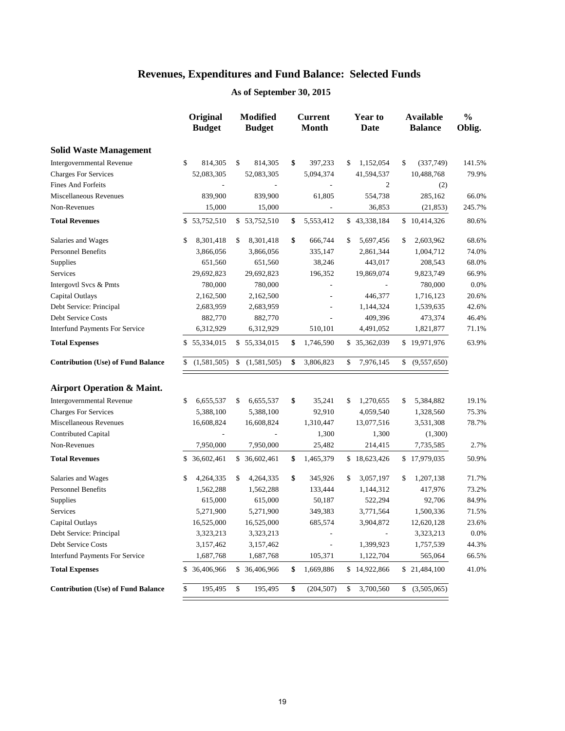# Revenues, Expenditures and Fund Balance: Selected Funds

## As of September 30, 2015

| | Original Budget | Modified Budget | Current Month | Year to Date | Available Balance | % Oblig. |
|---|---|---|---|---|---|---|
| **Solid Waste Management** | | | | | | |
| Intergovernmental Revenue | $ 814,305 | $ 814,305 | $ 397,233 | $ 1,152,054 | $ (337,749) | 141.5% |
| Charges For Services | 52,083,305 | 52,083,305 | 5,094,374 | 41,594,537 | 10,488,768 | 79.9% |
| Fines And Forfeits | - | - | - | 2 | (2) | |
| Miscellaneous Revenues | 839,900 | 839,900 | 61,805 | 554,738 | 285,162 | 66.0% |
| Non-Revenues | 15,000 | 15,000 | - | 36,853 | (21,853) | 245.7% |
| **Total Revenues** | $ 53,752,510 | $ 53,752,510 | $ 5,553,412 | $ 43,338,184 | $ 10,414,326 | 80.6% |
| Salaries and Wages | $ 8,301,418 | $ 8,301,418 | $ 666,744 | $ 5,697,456 | $ 2,603,962 | 68.6% |
| Personnel Benefits | 3,866,056 | 3,866,056 | 335,147 | 2,861,344 | 1,004,712 | 74.0% |
| Supplies | 651,560 | 651,560 | 38,246 | 443,017 | 208,543 | 68.0% |
| Services | 29,692,823 | 29,692,823 | 196,352 | 19,869,074 | 9,823,749 | 66.9% |
| Intergovtl Svcs & Pmts | 780,000 | 780,000 | - | - | 780,000 | 0.0% |
| Capital Outlays | 2,162,500 | 2,162,500 | - | 446,377 | 1,716,123 | 20.6% |
| Debt Service: Principal | 2,683,959 | 2,683,959 | - | 1,144,324 | 1,539,635 | 42.6% |
| Debt Service Costs | 882,770 | 882,770 | - | 409,396 | 473,374 | 46.4% |
| Interfund Payments For Service | 6,312,929 | 6,312,929 | 510,101 | 4,491,052 | 1,821,877 | 71.1% |
| **Total Expenses** | $ 55,334,015 | $ 55,334,015 | $ 1,746,590 | $ 35,362,039 | $ 19,971,976 | 63.9% |
| **Contribution (Use) of Fund Balance** | $ (1,581,505) | $ (1,581,505) | $ 3,806,823 | $ 7,976,145 | $ (9,557,650) | |
| **Airport Operation & Maint.** | | | | | | |
| Intergovernmental Revenue | $ 6,655,537 | $ 6,655,537 | $ 35,241 | $ 1,270,655 | $ 5,384,882 | 19.1% |
| Charges For Services | 5,388,100 | 5,388,100 | 92,910 | 4,059,540 | 1,328,560 | 75.3% |
| Miscellaneous Revenues | 16,608,824 | 16,608,824 | 1,310,447 | 13,077,516 | 3,531,308 | 78.7% |
| Contributed Capital | - | - | 1,300 | 1,300 | (1,300) | |
| Non-Revenues | 7,950,000 | 7,950,000 | 25,482 | 214,415 | 7,735,585 | 2.7% |
| **Total Revenues** | $ 36,602,461 | $ 36,602,461 | $ 1,465,379 | $ 18,623,426 | $ 17,979,035 | 50.9% |
| Salaries and Wages | $ 4,264,335 | $ 4,264,335 | $ 345,926 | $ 3,057,197 | $ 1,207,138 | 71.7% |
| Personnel Benefits | 1,562,288 | 1,562,288 | 133,444 | 1,144,312 | 417,976 | 73.2% |
| Supplies | 615,000 | 615,000 | 50,187 | 522,294 | 92,706 | 84.9% |
| Services | 5,271,900 | 5,271,900 | 349,383 | 3,771,564 | 1,500,336 | 71.5% |
| Capital Outlays | 16,525,000 | 16,525,000 | 685,574 | 3,904,872 | 12,620,128 | 23.6% |
| Debt Service: Principal | 3,323,213 | 3,323,213 | - | - | 3,323,213 | 0.0% |
| Debt Service Costs | 3,157,462 | 3,157,462 | - | 1,399,923 | 1,757,539 | 44.3% |
| Interfund Payments For Service | 1,687,768 | 1,687,768 | 105,371 | 1,122,704 | 565,064 | 66.5% |
| **Total Expenses** | $ 36,406,966 | $ 36,406,966 | $ 1,669,886 | $ 14,922,866 | $ 21,484,100 | 41.0% |
| **Contribution (Use) of Fund Balance** | $ 195,495 | $ 195,495 | $ (204,507) | $ 3,700,560 | $ (3,505,065) | |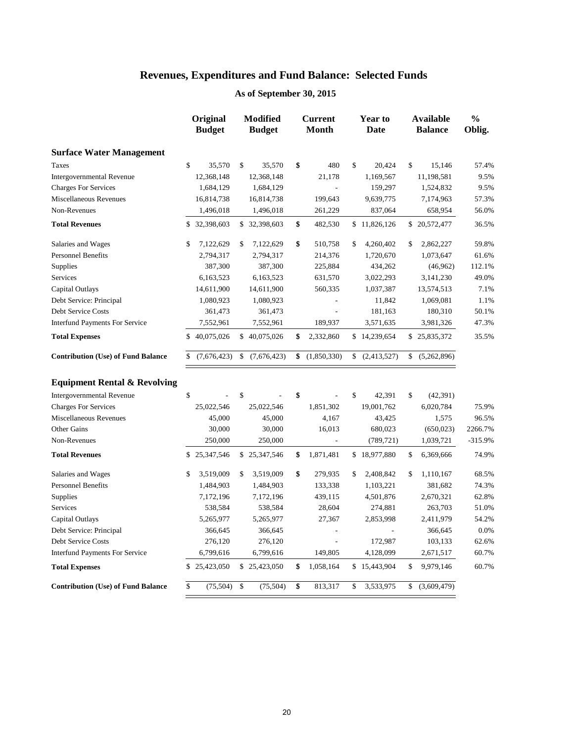# Revenues, Expenditures and Fund Balance: Selected Funds

## As of September 30, 2015

| | Original Budget | Modified Budget | Current Month | Year to Date | Available Balance | % Oblig. |
|---|---|---|---|---|---|---|
| **Surface Water Management** | | | | | | |
| Taxes | $ 35,570 | $ 35,570 | $ 480 | $ 20,424 | $ 15,146 | 57.4% |
| Intergovernmental Revenue | 12,368,148 | 12,368,148 | 21,178 | 1,169,567 | 11,198,581 | 9.5% |
| Charges For Services | 1,684,129 | 1,684,129 | - | 159,297 | 1,524,832 | 9.5% |
| Miscellaneous Revenues | 16,814,738 | 16,814,738 | 199,643 | 9,639,775 | 7,174,963 | 57.3% |
| Non-Revenues | 1,496,018 | 1,496,018 | 261,229 | 837,064 | 658,954 | 56.0% |
| **Total Revenues** | $ 32,398,603 | $ 32,398,603 | $ 482,530 | $ 11,826,126 | $ 20,572,477 | 36.5% |
| Salaries and Wages | $ 7,122,629 | $ 7,122,629 | $ 510,758 | $ 4,260,402 | $ 2,862,227 | 59.8% |
| Personnel Benefits | 2,794,317 | 2,794,317 | 214,376 | 1,720,670 | 1,073,647 | 61.6% |
| Supplies | 387,300 | 387,300 | 225,884 | 434,262 | (46,962) | 112.1% |
| Services | 6,163,523 | 6,163,523 | 631,570 | 3,022,293 | 3,141,230 | 49.0% |
| Capital Outlays | 14,611,900 | 14,611,900 | 560,335 | 1,037,387 | 13,574,513 | 7.1% |
| Debt Service: Principal | 1,080,923 | 1,080,923 | - | 11,842 | 1,069,081 | 1.1% |
| Debt Service Costs | 361,473 | 361,473 | - | 181,163 | 180,310 | 50.1% |
| Interfund Payments For Service | 7,552,961 | 7,552,961 | 189,937 | 3,571,635 | 3,981,326 | 47.3% |
| **Total Expenses** | $ 40,075,026 | $ 40,075,026 | $ 2,332,860 | $ 14,239,654 | $ 25,835,372 | 35.5% |
| **Contribution (Use) of Fund Balance** | $ (7,676,423) | $ (7,676,423) | $ (1,850,330) | $ (2,413,527) | $ (5,262,896) | |
| **Equipment Rental & Revolving** | | | | | | |
| Intergovernmental Revenue | $ - | $ - | $ - | $ 42,391 | $ (42,391) | |
| Charges For Services | 25,022,546 | 25,022,546 | 1,851,302 | 19,001,762 | 6,020,784 | 75.9% |
| Miscellaneous Revenues | 45,000 | 45,000 | 4,167 | 43,425 | 1,575 | 96.5% |
| Other Gains | 30,000 | 30,000 | 16,013 | 680,023 | (650,023) | 2266.7% |
| Non-Revenues | 250,000 | 250,000 | - | (789,721) | 1,039,721 | -315.9% |
| **Total Revenues** | $ 25,347,546 | $ 25,347,546 | $ 1,871,481 | $ 18,977,880 | $ 6,369,666 | 74.9% |
| Salaries and Wages | $ 3,519,009 | $ 3,519,009 | $ 279,935 | $ 2,408,842 | $ 1,110,167 | 68.5% |
| Personnel Benefits | 1,484,903 | 1,484,903 | 133,338 | 1,103,221 | 381,682 | 74.3% |
| Supplies | 7,172,196 | 7,172,196 | 439,115 | 4,501,876 | 2,670,321 | 62.8% |
| Services | 538,584 | 538,584 | 28,604 | 274,881 | 263,703 | 51.0% |
| Capital Outlays | 5,265,977 | 5,265,977 | 27,367 | 2,853,998 | 2,411,979 | 54.2% |
| Debt Service: Principal | 366,645 | 366,645 | - | - | 366,645 | 0.0% |
| Debt Service Costs | 276,120 | 276,120 | - | 172,987 | 103,133 | 62.6% |
| Interfund Payments For Service | 6,799,616 | 6,799,616 | 149,805 | 4,128,099 | 2,671,517 | 60.7% |
| **Total Expenses** | $ 25,423,050 | $ 25,423,050 | $ 1,058,164 | $ 15,443,904 | $ 9,979,146 | 60.7% |
| **Contribution (Use) of Fund Balance** | $ (75,504) | $ (75,504) | $ 813,317 | $ 3,533,975 | $ (3,609,479) | |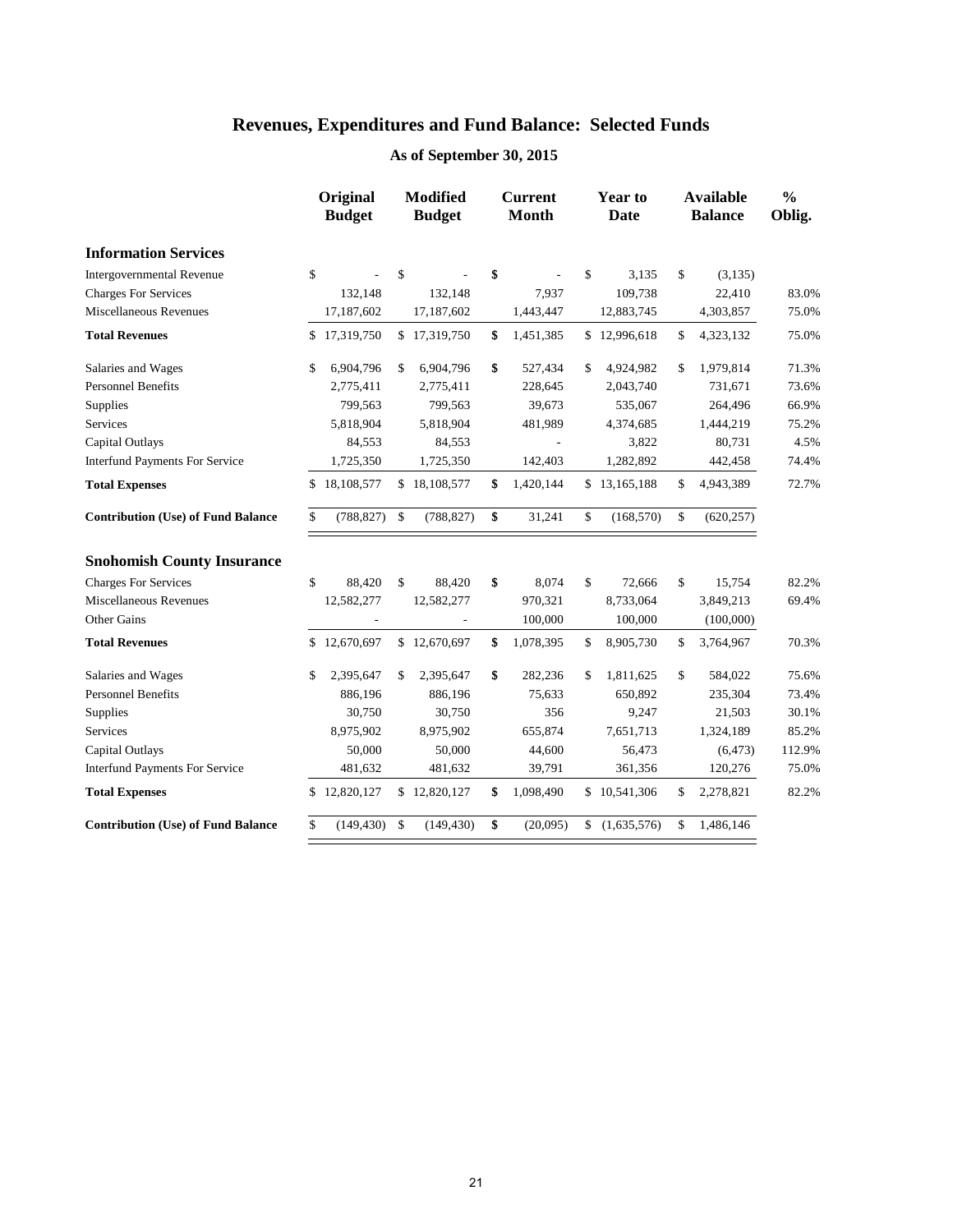# Revenues, Expenditures and Fund Balance: Selected Funds

## As of September 30, 2015

| | Original Budget | Modified Budget | Current Month | Year to Date | Available Balance | % Oblig. |
|---|---|---|---|---|---|---|
| **Information Services** | | | | | | |
| Intergovernmental Revenue | $ - | $ - | $ - | $ 3,135 | $ (3,135) | |
| Charges For Services | 132,148 | 132,148 | 7,937 | 109,738 | 22,410 | 83.0% |
| Miscellaneous Revenues | 17,187,602 | 17,187,602 | 1,443,447 | 12,883,745 | 4,303,857 | 75.0% |
| **Total Revenues** | $ 17,319,750 | $ 17,319,750 | $ 1,451,385 | $ 12,996,618 | $ 4,323,132 | 75.0% |
| Salaries and Wages | $ 6,904,796 | $ 6,904,796 | $ 527,434 | $ 4,924,982 | $ 1,979,814 | 71.3% |
| Personnel Benefits | 2,775,411 | 2,775,411 | 228,645 | 2,043,740 | 731,671 | 73.6% |
| Supplies | 799,563 | 799,563 | 39,673 | 535,067 | 264,496 | 66.9% |
| Services | 5,818,904 | 5,818,904 | 481,989 | 4,374,685 | 1,444,219 | 75.2% |
| Capital Outlays | 84,553 | 84,553 | - | 3,822 | 80,731 | 4.5% |
| Interfund Payments For Service | 1,725,350 | 1,725,350 | 142,403 | 1,282,892 | 442,458 | 74.4% |
| **Total Expenses** | $ 18,108,577 | $ 18,108,577 | $ 1,420,144 | $ 13,165,188 | $ 4,943,389 | 72.7% |
| **Contribution (Use) of Fund Balance** | $ (788,827) | $ (788,827) | $ 31,241 | $ (168,570) | $ (620,257) | |
| **Snohomish County Insurance** | | | | | | |
| Charges For Services | $ 88,420 | $ 88,420 | $ 8,074 | $ 72,666 | $ 15,754 | 82.2% |
| Miscellaneous Revenues | 12,582,277 | 12,582,277 | 970,321 | 8,733,064 | 3,849,213 | 69.4% |
| Other Gains | - | - | 100,000 | 100,000 | (100,000) | |
| **Total Revenues** | $ 12,670,697 | $ 12,670,697 | $ 1,078,395 | $ 8,905,730 | $ 3,764,967 | 70.3% |
| Salaries and Wages | $ 2,395,647 | $ 2,395,647 | $ 282,236 | $ 1,811,625 | $ 584,022 | 75.6% |
| Personnel Benefits | 886,196 | 886,196 | 75,633 | 650,892 | 235,304 | 73.4% |
| Supplies | 30,750 | 30,750 | 356 | 9,247 | 21,503 | 30.1% |
| Services | 8,975,902 | 8,975,902 | 655,874 | 7,651,713 | 1,324,189 | 85.2% |
| Capital Outlays | 50,000 | 50,000 | 44,600 | 56,473 | (6,473) | 112.9% |
| Interfund Payments For Service | 481,632 | 481,632 | 39,791 | 361,356 | 120,276 | 75.0% |
| **Total Expenses** | $ 12,820,127 | $ 12,820,127 | $ 1,098,490 | $ 10,541,306 | $ 2,278,821 | 82.2% |
| **Contribution (Use) of Fund Balance** | $ (149,430) | $ (149,430) | $ (20,095) | $ (1,635,576) | $ 1,486,146 | |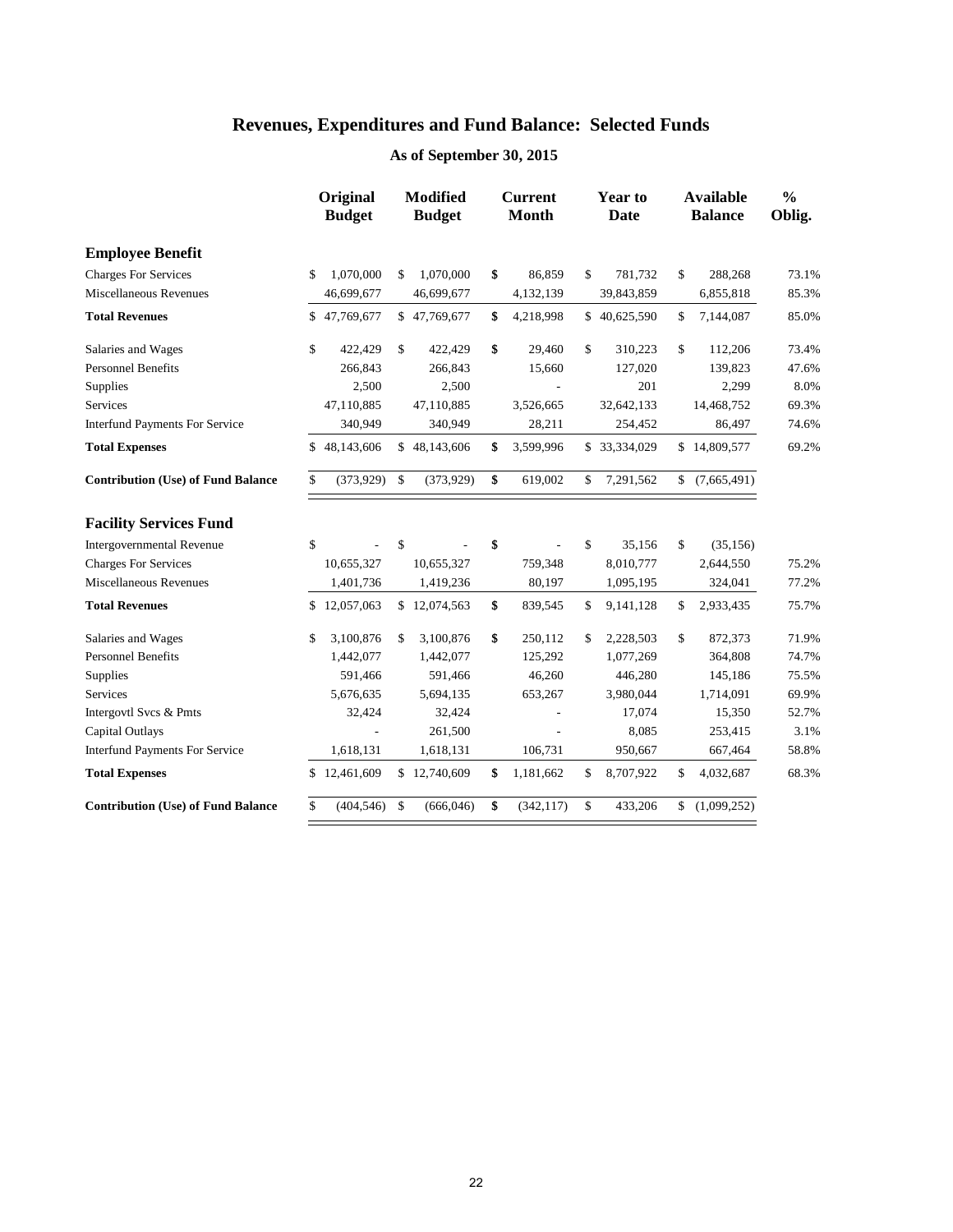# Revenues, Expenditures and Fund Balance: Selected Funds

## As of September 30, 2015

| | Original Budget | Modified Budget | Current Month | Year to Date | Available Balance | % Oblig. |
|---|---|---|---|---|---|---|
| **Employee Benefit** | | | | | | |
| Charges For Services | $ 1,070,000 | $ 1,070,000 | **$** 86,859 | $ 781,732 | $ 288,268 | 73.1% |
| Miscellaneous Revenues | 46,699,677 | 46,699,677 | 4,132,139 | 39,843,859 | 6,855,818 | 85.3% |
| **Total Revenues** | $ 47,769,677 | $ 47,769,677 | **$** 4,218,998 | $ 40,625,590 | $ 7,144,087 | 85.0% |
| Salaries and Wages | $ 422,429 | $ 422,429 | **$** 29,460 | $ 310,223 | $ 112,206 | 73.4% |
| Personnel Benefits | 266,843 | 266,843 | 15,660 | 127,020 | 139,823 | 47.6% |
| Supplies | 2,500 | 2,500 | - | 201 | 2,299 | 8.0% |
| Services | 47,110,885 | 47,110,885 | 3,526,665 | 32,642,133 | 14,468,752 | 69.3% |
| Interfund Payments For Service | 340,949 | 340,949 | 28,211 | 254,452 | 86,497 | 74.6% |
| **Total Expenses** | $ 48,143,606 | $ 48,143,606 | **$** 3,599,996 | $ 33,334,029 | $ 14,809,577 | 69.2% |
| **Contribution (Use) of Fund Balance** | $ (373,929) | $ (373,929) | **$** 619,002 | $ 7,291,562 | $ (7,665,491) | |
| **Facility Services Fund** | | | | | | |
| Intergovernmental Revenue | $ - | $ - | **$** - | $ 35,156 | $ (35,156) | |
| Charges For Services | 10,655,327 | 10,655,327 | 759,348 | 8,010,777 | 2,644,550 | 75.2% |
| Miscellaneous Revenues | 1,401,736 | 1,419,236 | 80,197 | 1,095,195 | 324,041 | 77.2% |
| **Total Revenues** | $ 12,057,063 | $ 12,074,563 | **$** 839,545 | $ 9,141,128 | $ 2,933,435 | 75.7% |
| Salaries and Wages | $ 3,100,876 | $ 3,100,876 | **$** 250,112 | $ 2,228,503 | $ 872,373 | 71.9% |
| Personnel Benefits | 1,442,077 | 1,442,077 | 125,292 | 1,077,269 | 364,808 | 74.7% |
| Supplies | 591,466 | 591,466 | 46,260 | 446,280 | 145,186 | 75.5% |
| Services | 5,676,635 | 5,694,135 | 653,267 | 3,980,044 | 1,714,091 | 69.9% |
| Intergovtl Svcs & Pmts | 32,424 | 32,424 | - | 17,074 | 15,350 | 52.7% |
| Capital Outlays | - | 261,500 | - | 8,085 | 253,415 | 3.1% |
| Interfund Payments For Service | 1,618,131 | 1,618,131 | 106,731 | 950,667 | 667,464 | 58.8% |
| **Total Expenses** | $ 12,461,609 | $ 12,740,609 | **$** 1,181,662 | $ 8,707,922 | $ 4,032,687 | 68.3% |
| **Contribution (Use) of Fund Balance** | $ (404,546) | $ (666,046) | **$** (342,117) | $ 433,206 | $ (1,099,252) | |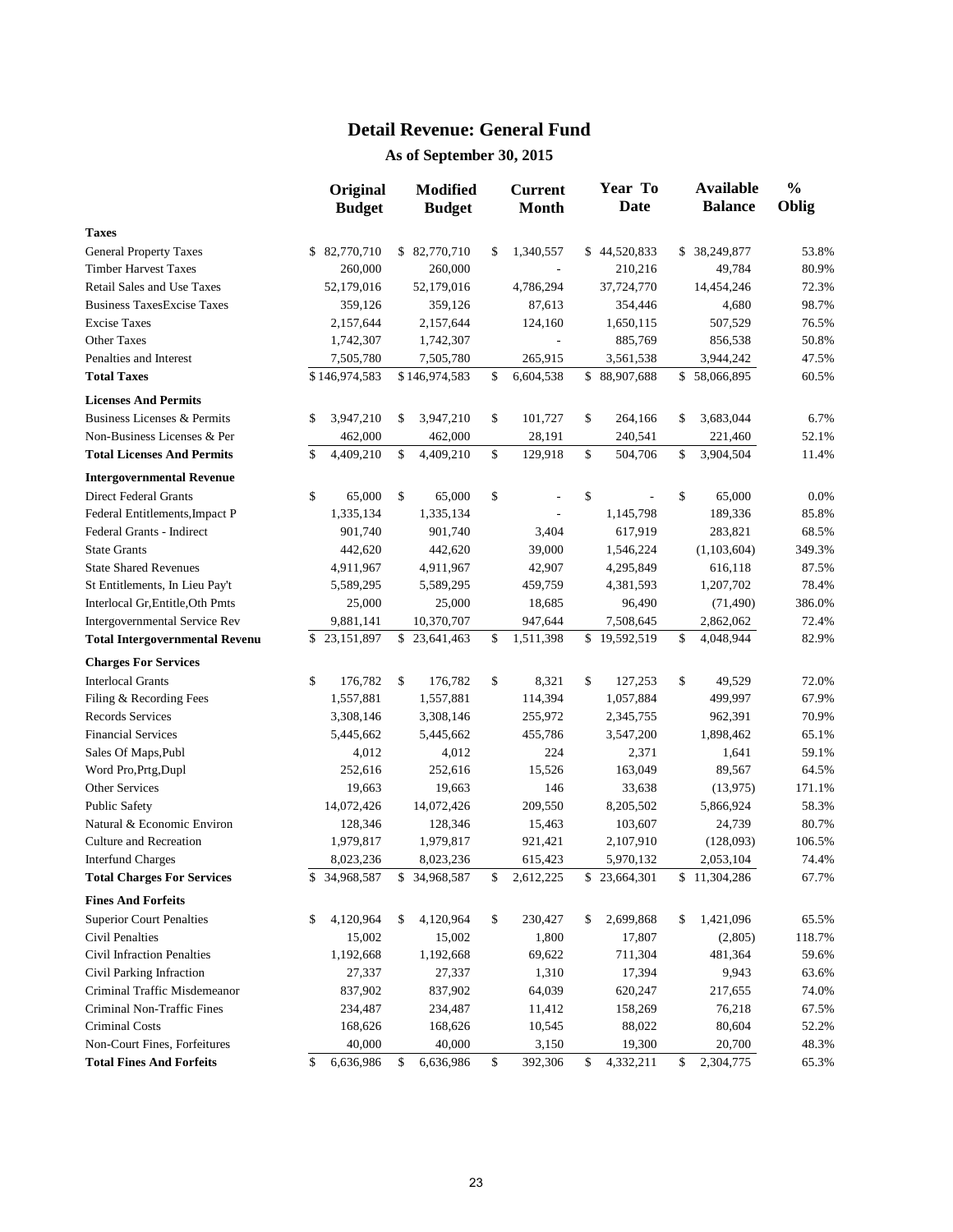# Detail Revenue: General Fund

## As of September 30, 2015

| | Original Budget | Modified Budget | Current Month | Year To Date | Available Balance | % Oblig |
|---|---|---|---|---|---|---|
| **Taxes** | | | | | | |
| General Property Taxes | $ 82,770,710 | $ 82,770,710 | $ 1,340,557 | $ 44,520,833 | $ 38,249,877 | 53.8% |
| Timber Harvest Taxes | 260,000 | 260,000 | - | 210,216 | 49,784 | 80.9% |
| Retail Sales and Use Taxes | 52,179,016 | 52,179,016 | 4,786,294 | 37,724,770 | 14,454,246 | 72.3% |
| Business TaxesExcise Taxes | 359,126 | 359,126 | 87,613 | 354,446 | 4,680 | 98.7% |
| Excise Taxes | 2,157,644 | 2,157,644 | 124,160 | 1,650,115 | 507,529 | 76.5% |
| Other Taxes | 1,742,307 | 1,742,307 | - | 885,769 | 856,538 | 50.8% |
| Penalties and Interest | 7,505,780 | 7,505,780 | 265,915 | 3,561,538 | 3,944,242 | 47.5% |
| **Total Taxes** | $ 146,974,583 | $ 146,974,583 | $ 6,604,538 | $ 88,907,688 | $ 58,066,895 | 60.5% |
| **Licenses And Permits** | | | | | | |
| Business Licenses & Permits | $ 3,947,210 | $ 3,947,210 | $ 101,727 | $ 264,166 | $ 3,683,044 | 6.7% |
| Non-Business Licenses & Per | 462,000 | 462,000 | 28,191 | 240,541 | 221,460 | 52.1% |
| **Total Licenses And Permits** | $ 4,409,210 | $ 4,409,210 | $ 129,918 | $ 504,706 | $ 3,904,504 | 11.4% |
| **Intergovernmental Revenue** | | | | | | |
| Direct Federal Grants | $ 65,000 | $ 65,000 | $ - | $ - | $ 65,000 | 0.0% |
| Federal Entitlements,Impact P | 1,335,134 | 1,335,134 | - | 1,145,798 | 189,336 | 85.8% |
| Federal Grants - Indirect | 901,740 | 901,740 | 3,404 | 617,919 | 283,821 | 68.5% |
| State Grants | 442,620 | 442,620 | 39,000 | 1,546,224 | (1,103,604) | 349.3% |
| State Shared Revenues | 4,911,967 | 4,911,967 | 42,907 | 4,295,849 | 616,118 | 87.5% |
| St Entitlements, In Lieu Pay't | 5,589,295 | 5,589,295 | 459,759 | 4,381,593 | 1,207,702 | 78.4% |
| Interlocal Gr,Entitle,Oth Pmts | 25,000 | 25,000 | 18,685 | 96,490 | (71,490) | 386.0% |
| Intergovernmental Service Rev | 9,881,141 | 10,370,707 | 947,644 | 7,508,645 | 2,862,062 | 72.4% |
| **Total Intergovernmental Revenu** | $ 23,151,897 | $ 23,641,463 | $ 1,511,398 | $ 19,592,519 | $ 4,048,944 | 82.9% |
| **Charges For Services** | | | | | | |
| Interlocal Grants | $ 176,782 | $ 176,782 | $ 8,321 | $ 127,253 | $ 49,529 | 72.0% |
| Filing & Recording Fees | 1,557,881 | 1,557,881 | 114,394 | 1,057,884 | 499,997 | 67.9% |
| Records Services | 3,308,146 | 3,308,146 | 255,972 | 2,345,755 | 962,391 | 70.9% |
| Financial Services | 5,445,662 | 5,445,662 | 455,786 | 3,547,200 | 1,898,462 | 65.1% |
| Sales Of Maps,Publ | 4,012 | 4,012 | 224 | 2,371 | 1,641 | 59.1% |
| Word Pro,Prtg,Dupl | 252,616 | 252,616 | 15,526 | 163,049 | 89,567 | 64.5% |
| Other Services | 19,663 | 19,663 | 146 | 33,638 | (13,975) | 171.1% |
| Public Safety | 14,072,426 | 14,072,426 | 209,550 | 8,205,502 | 5,866,924 | 58.3% |
| Natural & Economic Environ | 128,346 | 128,346 | 15,463 | 103,607 | 24,739 | 80.7% |
| Culture and Recreation | 1,979,817 | 1,979,817 | 921,421 | 2,107,910 | (128,093) | 106.5% |
| Interfund Charges | 8,023,236 | 8,023,236 | 615,423 | 5,970,132 | 2,053,104 | 74.4% |
| **Total Charges For Services** | $ 34,968,587 | $ 34,968,587 | $ 2,612,225 | $ 23,664,301 | $ 11,304,286 | 67.7% |
| **Fines And Forfeits** | | | | | | |
| Superior Court Penalties | $ 4,120,964 | $ 4,120,964 | $ 230,427 | $ 2,699,868 | $ 1,421,096 | 65.5% |
| Civil Penalties | 15,002 | 15,002 | 1,800 | 17,807 | (2,805) | 118.7% |
| Civil Infraction Penalties | 1,192,668 | 1,192,668 | 69,622 | 711,304 | 481,364 | 59.6% |
| Civil Parking Infraction | 27,337 | 27,337 | 1,310 | 17,394 | 9,943 | 63.6% |
| Criminal Traffic Misdemeanor | 837,902 | 837,902 | 64,039 | 620,247 | 217,655 | 74.0% |
| Criminal Non-Traffic Fines | 234,487 | 234,487 | 11,412 | 158,269 | 76,218 | 67.5% |
| Criminal Costs | 168,626 | 168,626 | 10,545 | 88,022 | 80,604 | 52.2% |
| Non-Court Fines, Forfeitures | 40,000 | 40,000 | 3,150 | 19,300 | 20,700 | 48.3% |
| **Total Fines And Forfeits** | $ 6,636,986 | $ 6,636,986 | $ 392,306 | $ 4,332,211 | $ 2,304,775 | 65.3% |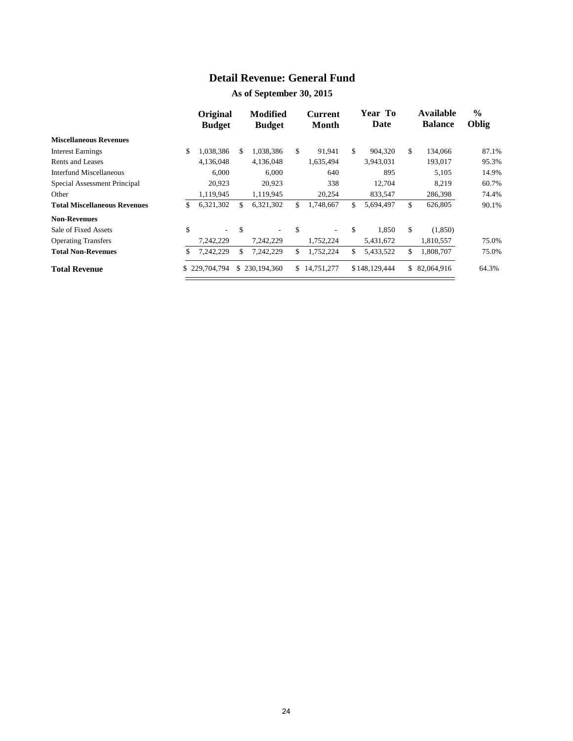# Detail Revenue: General Fund

## As of September 30, 2015

| | Original Budget | Modified Budget | Current Month | Year To Date | Available Balance | % Oblig |
|---|---|---|---|---|---|---|
| **Miscellaneous Revenues** | | | | | | |
| Interest Earnings | $ 1,038,386 | $ 1,038,386 | $ 91,941 | $ 904,320 | $ 134,066 | 87.1% |
| Rents and Leases | 4,136,048 | 4,136,048 | 1,635,494 | 3,943,031 | 193,017 | 95.3% |
| Interfund Miscellaneous | 6,000 | 6,000 | 640 | 895 | 5,105 | 14.9% |
| Special Assessment Principal | 20,923 | 20,923 | 338 | 12,704 | 8,219 | 60.7% |
| Other | 1,119,945 | 1,119,945 | 20,254 | 833,547 | 286,398 | 74.4% |
| **Total Miscellaneous Revenues** | $ 6,321,302 | $ 6,321,302 | $ 1,748,667 | $ 5,694,497 | $ 626,805 | 90.1% |
| **Non-Revenues** | | | | | | |
| Sale of Fixed Assets | $ - | $ - | $ - | $ 1,850 | $ (1,850) | |
| Operating Transfers | 7,242,229 | 7,242,229 | 1,752,224 | 5,431,672 | 1,810,557 | 75.0% |
| **Total Non-Revenues** | $ 7,242,229 | $ 7,242,229 | $ 1,752,224 | $ 5,433,522 | $ 1,808,707 | 75.0% |
| **Total Revenue** | $ 229,704,794 | $ 230,194,360 | $ 14,751,277 | $ 148,129,444 | $ 82,064,916 | 64.3% |